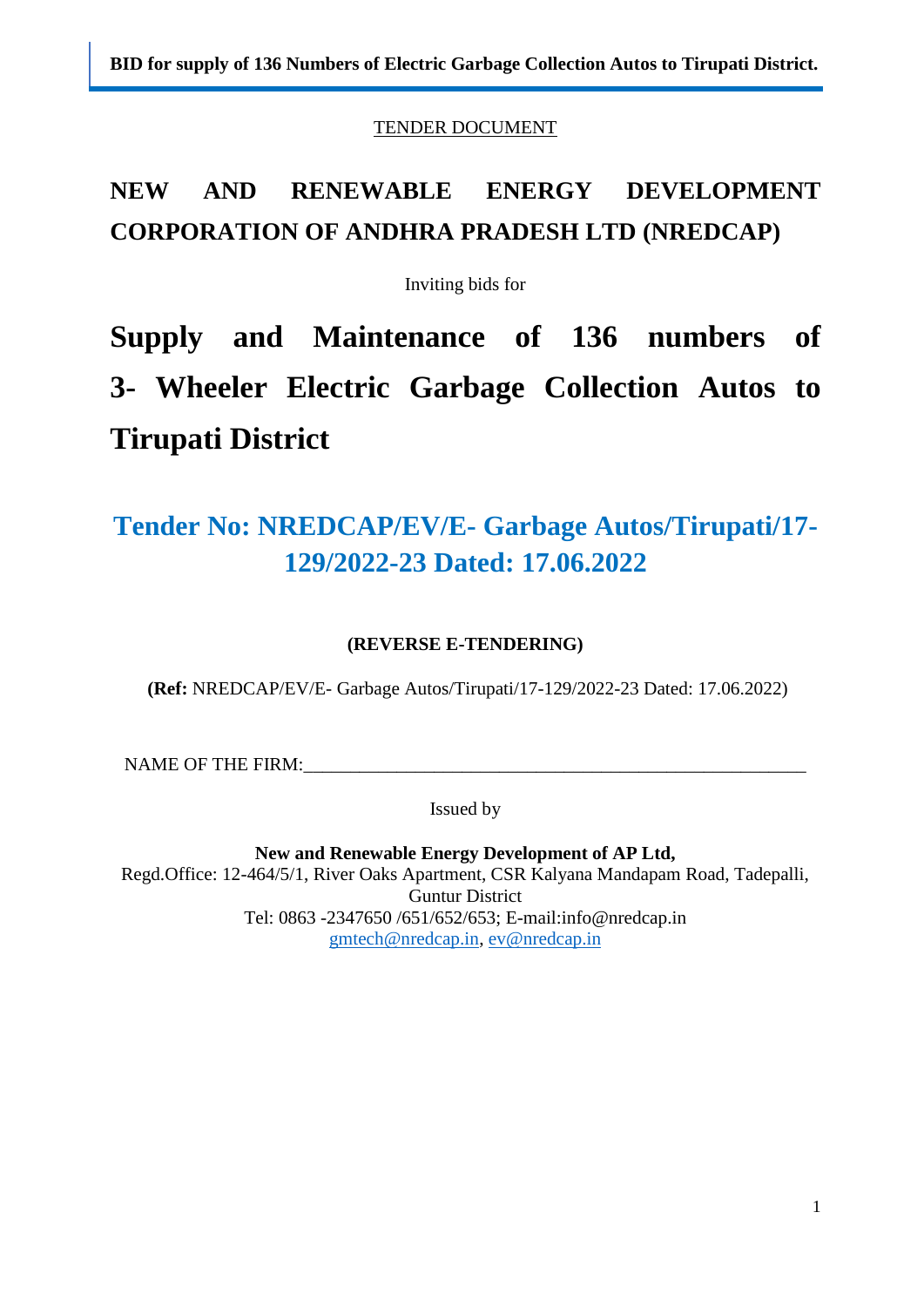TENDER DOCUMENT

# NEW AND RENEWABLE ENERGY DEVELOPMENT CORPORATION OF ANDHRA PRADESH LTD (NREDCAP)

Inviting bids for

# Supply and Maintenance of 136 numbers of 3- Wheeler Electric Garbage Collection Autos to Tirupati District

## Tender No: NREDCAP/EV/E- Garbage Autos/Tirupati/17-129/2022-23 Dated: 17.06.2022

**(REVERSE E-TENDERING)**

**(Ref:** NREDCAP/EV/E- Garbage Autos/Tirupati/17-129/2022-23 Dated: 17.06.2022)

NAME OF THE FIRM:_______________________________________________________

Issued by

**New and Renewable Energy Development of AP Ltd,**
Regd.Office: 12-464/5/1, River Oaks Apartment, CSR Kalyana Mandapam Road, Tadepalli, Guntur District
Tel: 0863 -2347650 /651/652/653; E-mail:info@nredcap.in
gmtech@nredcap.in, ev@nredcap.in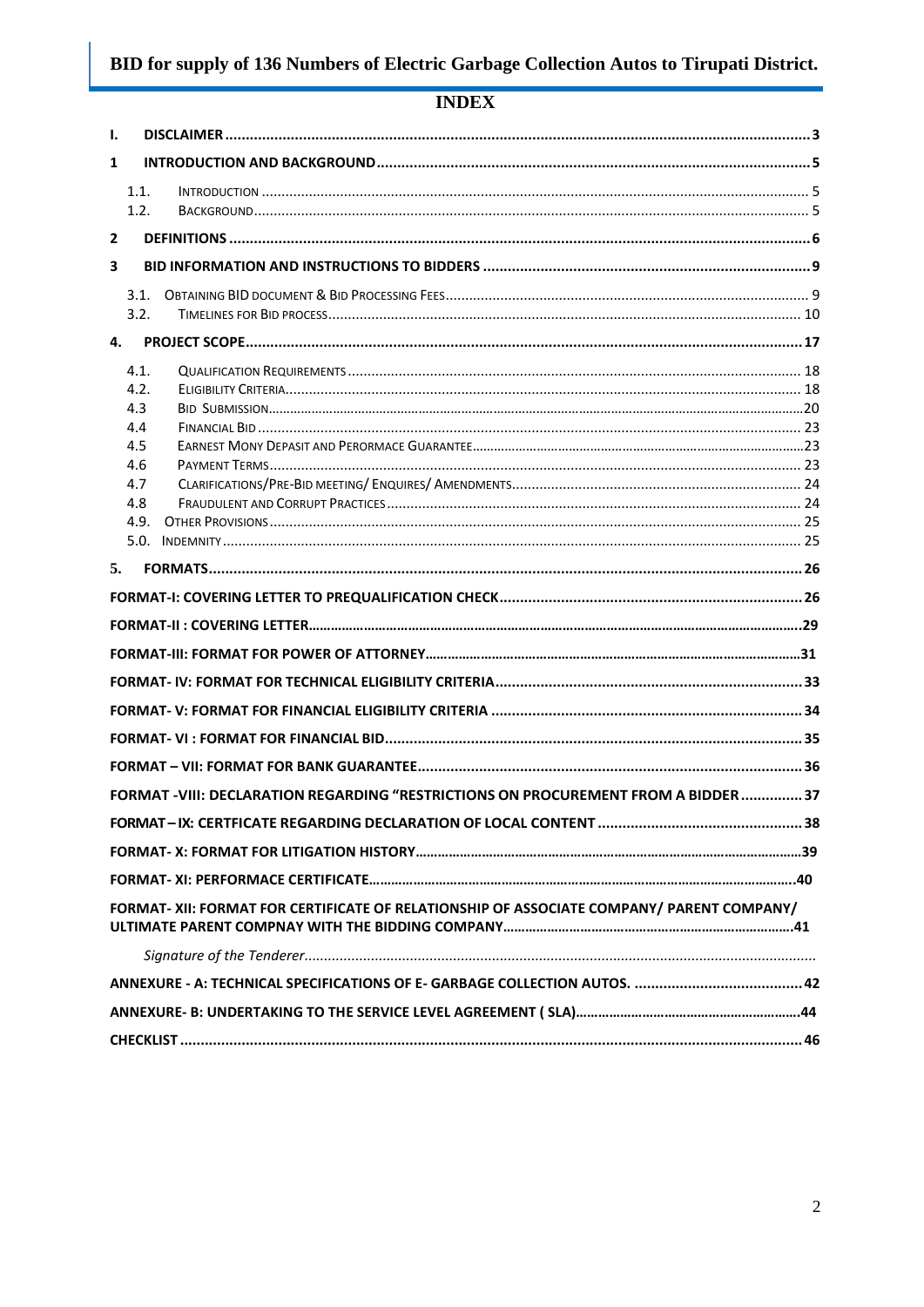# INDEX

| | | |
|---|---|---|
| **I.** | **DISCLAIMER** | **3** |
| **1** | **INTRODUCTION AND BACKGROUND** | **5** |
| 1.1. | INTRODUCTION | 5 |
| 1.2. | BACKGROUND | 5 |
| **2** | **DEFINITIONS** | **6** |
| **3** | **BID INFORMATION AND INSTRUCTIONS TO BIDDERS** | **9** |
| 3.1. | OBTAINING BID DOCUMENT & BID PROCESSING FEES | 9 |
| 3.2. | TIMELINES FOR BID PROCESS | 10 |
| **4.** | **PROJECT SCOPE** | **17** |
| 4.1. | QUALIFICATION REQUIREMENTS | 18 |
| 4.2. | ELIGIBILITY CRITERIA | 18 |
| 4.3 | BID SUBMISSION | 20 |
| 4.4 | FINANCIAL BID | 23 |
| 4.5 | EARNEST MONY DEPASIT AND PERORMACE GUARANTEE | 23 |
| 4.6 | PAYMENT TERMS | 23 |
| 4.7 | CLARIFICATIONS/PRE-BID MEETING/ ENQUIRES/ AMENDMENTS | 24 |
| 4.8 | FRAUDULENT AND CORRUPT PRACTICES | 24 |
| 4.9. | OTHER PROVISIONS | 25 |
| 5.0. | INDEMNITY | 25 |
| **5.** | **FORMATS** | **26** |
| | **FORMAT-I: COVERING LETTER TO PREQUALIFICATION CHECK** | **26** |
| | **FORMAT-II : COVERING LETTER** | **29** |
| | **FORMAT-III: FORMAT FOR POWER OF ATTORNEY** | **31** |
| | **FORMAT- IV: FORMAT FOR TECHNICAL ELIGIBILITY CRITERIA** | **33** |
| | **FORMAT- V: FORMAT FOR FINANCIAL ELIGIBILITY CRITERIA** | **34** |
| | **FORMAT- VI : FORMAT FOR FINANCIAL BID** | **35** |
| | **FORMAT – VII: FORMAT FOR BANK GUARANTEE** | **36** |
| | **FORMAT -VIII: DECLARATION REGARDING "RESTRICTIONS ON PROCUREMENT FROM A BIDDER** | **37** |
| | **FORMAT – IX: CERTFICATE REGARDING DECLARATION OF LOCAL CONTENT** | **38** |
| | **FORMAT- X: FORMAT FOR LITIGATION HISTORY** | **39** |
| | **FORMAT- XI: PERFORMACE CERTIFICATE** | **40** |
| | **FORMAT- XII: FORMAT FOR CERTIFICATE OF RELATIONSHIP OF ASSOCIATE COMPANY/ PARENT COMPANY/ ULTIMATE PARENT COMPNAY WITH THE BIDDING COMPANY** | **41** |
| | *Signature of the Tenderer* | |
| | **ANNEXURE - A: TECHNICAL SPECIFICATIONS OF E- GARBAGE COLLECTION AUTOS.** | **42** |
| | **ANNEXURE- B: UNDERTAKING TO THE SERVICE LEVEL AGREEMENT ( SLA)** | **44** |
| | **CHECKLIST** | **46** |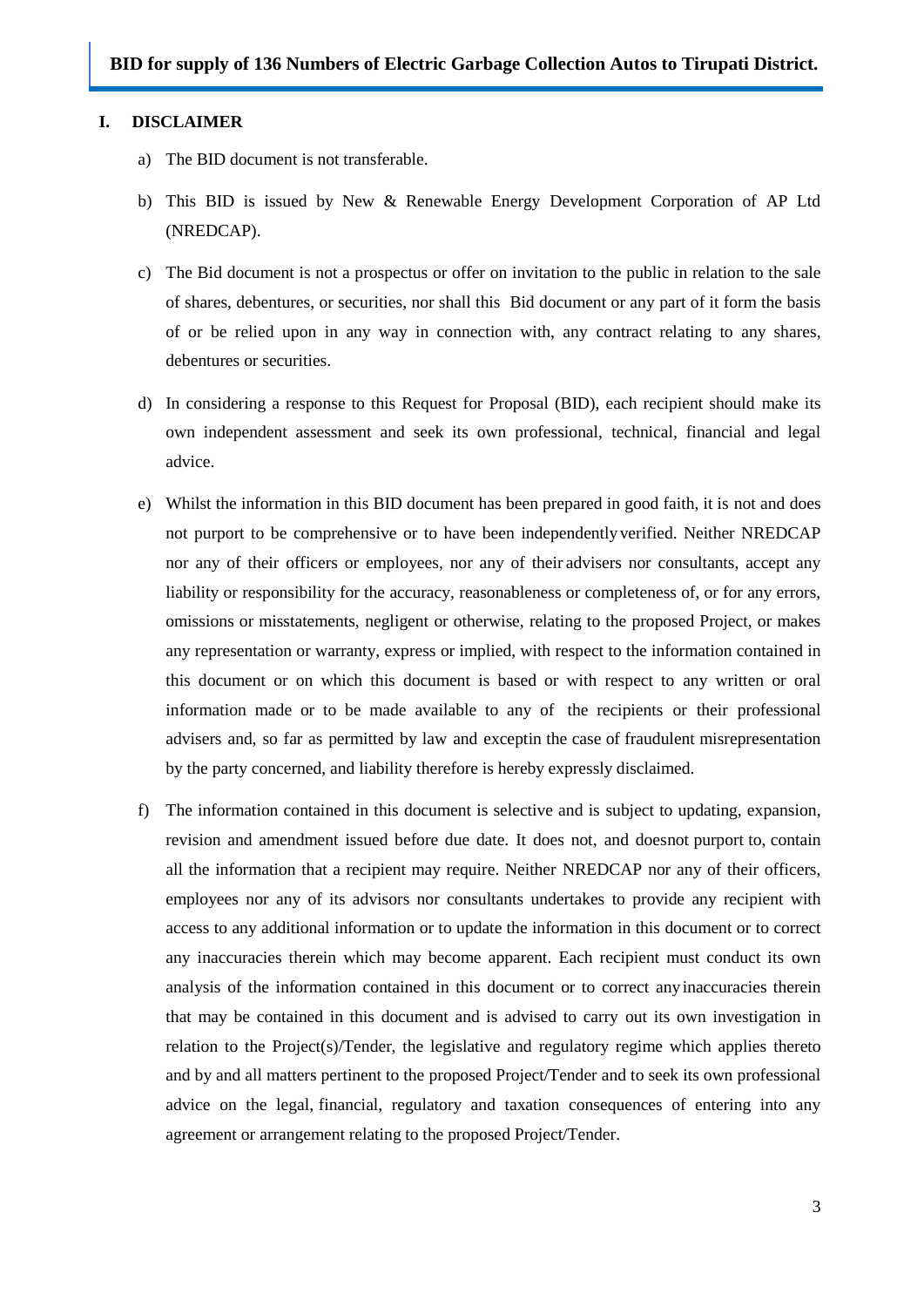## I. DISCLAIMER

a) The BID document is not transferable.

b) This BID is issued by New & Renewable Energy Development Corporation of AP Ltd (NREDCAP).

c) The Bid document is not a prospectus or offer on invitation to the public in relation to the sale of shares, debentures, or securities, nor shall this Bid document or any part of it form the basis of or be relied upon in any way in connection with, any contract relating to any shares, debentures or securities.

d) In considering a response to this Request for Proposal (BID), each recipient should make its own independent assessment and seek its own professional, technical, financial and legal advice.

e) Whilst the information in this BID document has been prepared in good faith, it is not and does not purport to be comprehensive or to have been independently verified. Neither NREDCAP nor any of their officers or employees, nor any of their advisers nor consultants, accept any liability or responsibility for the accuracy, reasonableness or completeness of, or for any errors, omissions or misstatements, negligent or otherwise, relating to the proposed Project, or makes any representation or warranty, express or implied, with respect to the information contained in this document or on which this document is based or with respect to any written or oral information made or to be made available to any of the recipients or their professional advisers and, so far as permitted by law and exceptin the case of fraudulent misrepresentation by the party concerned, and liability therefore is hereby expressly disclaimed.

f) The information contained in this document is selective and is subject to updating, expansion, revision and amendment issued before due date. It does not, and doesnot purport to, contain all the information that a recipient may require. Neither NREDCAP nor any of their officers, employees nor any of its advisors nor consultants undertakes to provide any recipient with access to any additional information or to update the information in this document or to correct any inaccuracies therein which may become apparent. Each recipient must conduct its own analysis of the information contained in this document or to correct any inaccuracies therein that may be contained in this document and is advised to carry out its own investigation in relation to the Project(s)/Tender, the legislative and regulatory regime which applies thereto and by and all matters pertinent to the proposed Project/Tender and to seek its own professional advice on the legal, financial, regulatory and taxation consequences of entering into any agreement or arrangement relating to the proposed Project/Tender.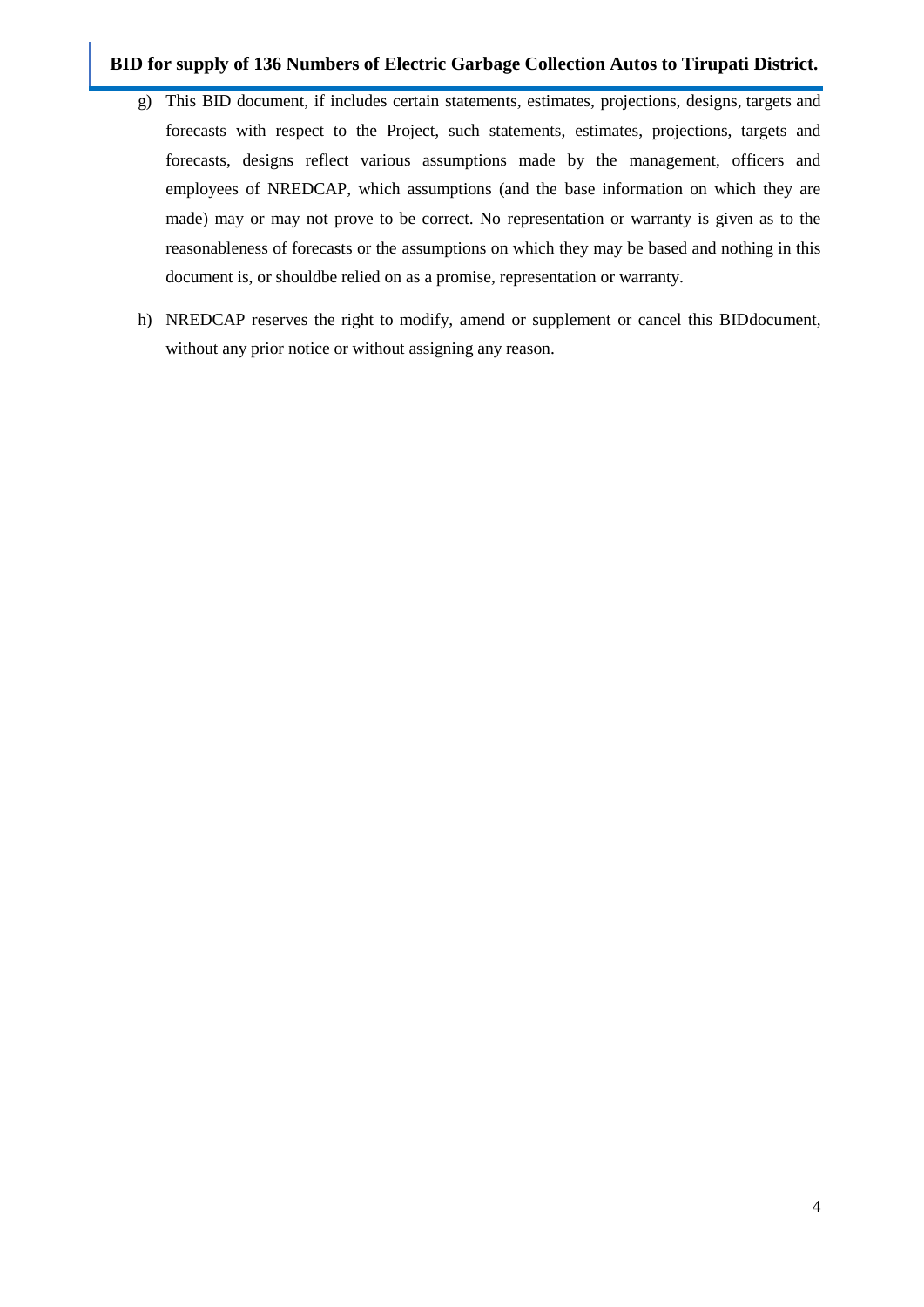g) This BID document, if includes certain statements, estimates, projections, designs, targets and forecasts with respect to the Project, such statements, estimates, projections, targets and forecasts, designs reflect various assumptions made by the management, officers and employees of NREDCAP, which assumptions (and the base information on which they are made) may or may not prove to be correct. No representation or warranty is given as to the reasonableness of forecasts or the assumptions on which they may be based and nothing in this document is, or shouldbe relied on as a promise, representation or warranty.

h) NREDCAP reserves the right to modify, amend or supplement or cancel this BIDdocument, without any prior notice or without assigning any reason.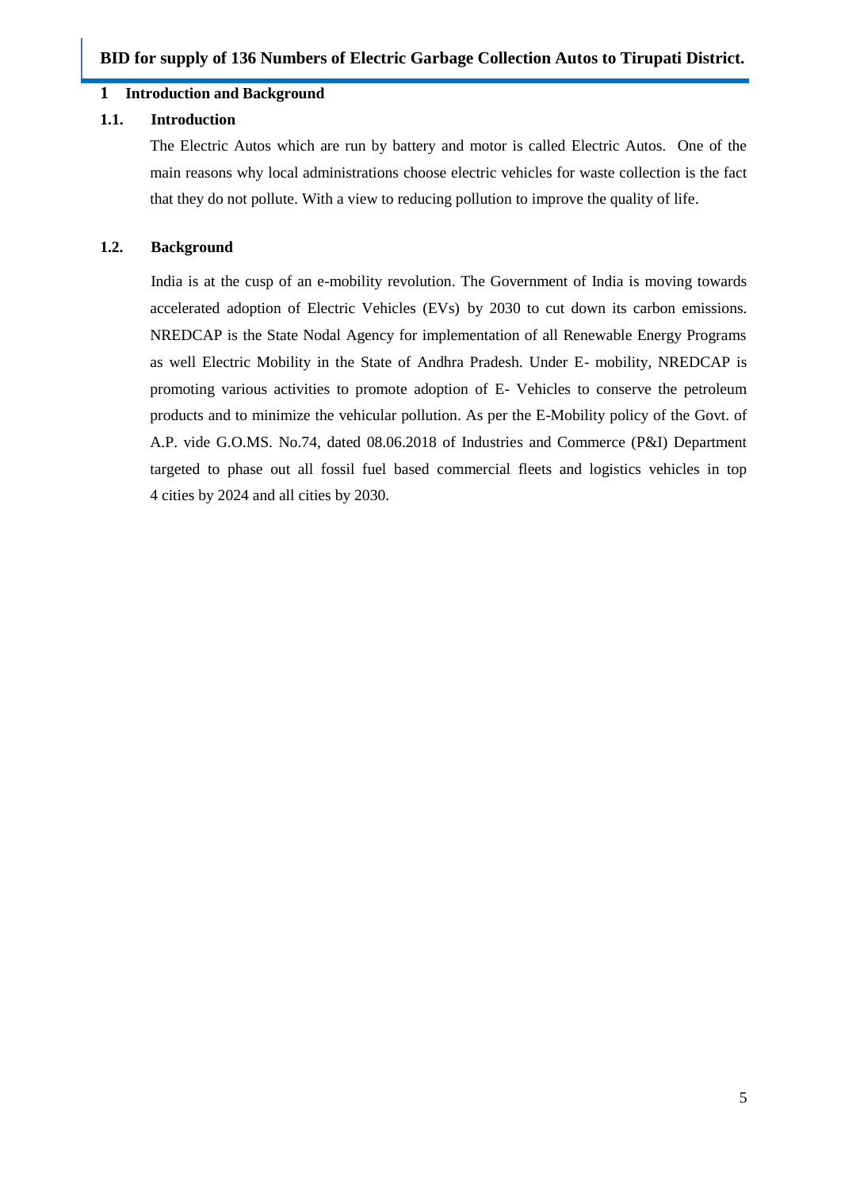## 1 Introduction and Background

### 1.1. Introduction

The Electric Autos which are run by battery and motor is called Electric Autos. One of the main reasons why local administrations choose electric vehicles for waste collection is the fact that they do not pollute. With a view to reducing pollution to improve the quality of life.

### 1.2. Background

India is at the cusp of an e-mobility revolution. The Government of India is moving towards accelerated adoption of Electric Vehicles (EVs) by 2030 to cut down its carbon emissions. NREDCAP is the State Nodal Agency for implementation of all Renewable Energy Programs as well Electric Mobility in the State of Andhra Pradesh. Under E- mobility, NREDCAP is promoting various activities to promote adoption of E- Vehicles to conserve the petroleum products and to minimize the vehicular pollution. As per the E-Mobility policy of the Govt. of A.P. vide G.O.MS. No.74, dated 08.06.2018 of Industries and Commerce (P&I) Department targeted to phase out all fossil fuel based commercial fleets and logistics vehicles in top 4 cities by 2024 and all cities by 2030.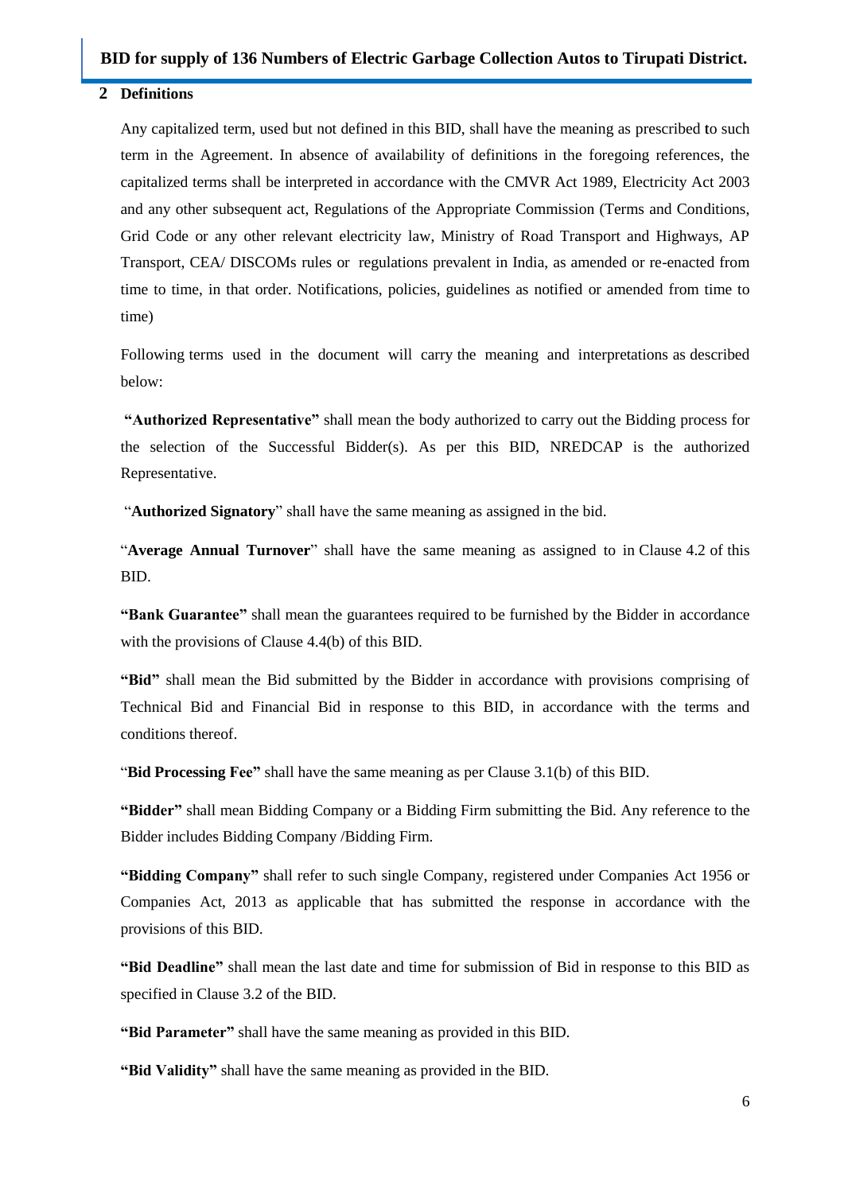## 2 Definitions

Any capitalized term, used but not defined in this BID, shall have the meaning as prescribed to such term in the Agreement. In absence of availability of definitions in the foregoing references, the capitalized terms shall be interpreted in accordance with the CMVR Act 1989, Electricity Act 2003 and any other subsequent act, Regulations of the Appropriate Commission (Terms and Conditions, Grid Code or any other relevant electricity law, Ministry of Road Transport and Highways, AP Transport, CEA/ DISCOMs rules or regulations prevalent in India, as amended or re-enacted from time to time, in that order. Notifications, policies, guidelines as notified or amended from time to time)

Following terms used in the document will carry the meaning and interpretations as described below:

**"Authorized Representative"** shall mean the body authorized to carry out the Bidding process for the selection of the Successful Bidder(s). As per this BID, NREDCAP is the authorized Representative.

"**Authorized Signatory**" shall have the same meaning as assigned in the bid.

"**Average Annual Turnover**" shall have the same meaning as assigned to in Clause 4.2 of this BID.

**"Bank Guarantee"** shall mean the guarantees required to be furnished by the Bidder in accordance with the provisions of Clause 4.4(b) of this BID.

**"Bid"** shall mean the Bid submitted by the Bidder in accordance with provisions comprising of Technical Bid and Financial Bid in response to this BID, in accordance with the terms and conditions thereof.

"**Bid Processing Fee"** shall have the same meaning as per Clause 3.1(b) of this BID.

**"Bidder"** shall mean Bidding Company or a Bidding Firm submitting the Bid. Any reference to the Bidder includes Bidding Company /Bidding Firm.

**"Bidding Company"** shall refer to such single Company, registered under Companies Act 1956 or Companies Act, 2013 as applicable that has submitted the response in accordance with the provisions of this BID.

**"Bid Deadline"** shall mean the last date and time for submission of Bid in response to this BID as specified in Clause 3.2 of the BID.

**"Bid Parameter"** shall have the same meaning as provided in this BID.

**"Bid Validity"** shall have the same meaning as provided in the BID.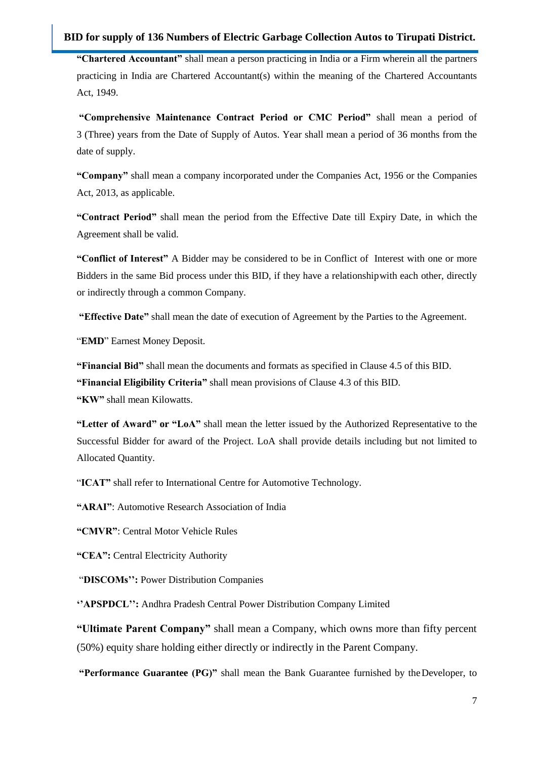**"Chartered Accountant"** shall mean a person practicing in India or a Firm wherein all the partners practicing in India are Chartered Accountant(s) within the meaning of the Chartered Accountants Act, 1949.

**"Comprehensive Maintenance Contract Period or CMC Period"** shall mean a period of 3 (Three) years from the Date of Supply of Autos. Year shall mean a period of 36 months from the date of supply.

**"Company"** shall mean a company incorporated under the Companies Act, 1956 or the Companies Act, 2013, as applicable.

**"Contract Period"** shall mean the period from the Effective Date till Expiry Date, in which the Agreement shall be valid.

**"Conflict of Interest"** A Bidder may be considered to be in Conflict of Interest with one or more Bidders in the same Bid process under this BID, if they have a relationshipwith each other, directly or indirectly through a common Company.

**"Effective Date"** shall mean the date of execution of Agreement by the Parties to the Agreement.

"**EMD**" Earnest Money Deposit.

**"Financial Bid"** shall mean the documents and formats as specified in Clause 4.5 of this BID.
**"Financial Eligibility Criteria"** shall mean provisions of Clause 4.3 of this BID.
**"KW"** shall mean Kilowatts.

**"Letter of Award" or "LoA"** shall mean the letter issued by the Authorized Representative to the Successful Bidder for award of the Project. LoA shall provide details including but not limited to Allocated Quantity.

"**ICAT"** shall refer to International Centre for Automotive Technology.

**"ARAI"**: Automotive Research Association of India

**"CMVR"**: Central Motor Vehicle Rules

**"CEA":** Central Electricity Authority

"**DISCOMs'':** Power Distribution Companies

**''APSPDCL'':** Andhra Pradesh Central Power Distribution Company Limited

**"Ultimate Parent Company"** shall mean a Company, which owns more than fifty percent (50%) equity share holding either directly or indirectly in the Parent Company.

**"Performance Guarantee (PG)"** shall mean the Bank Guarantee furnished by the Developer, to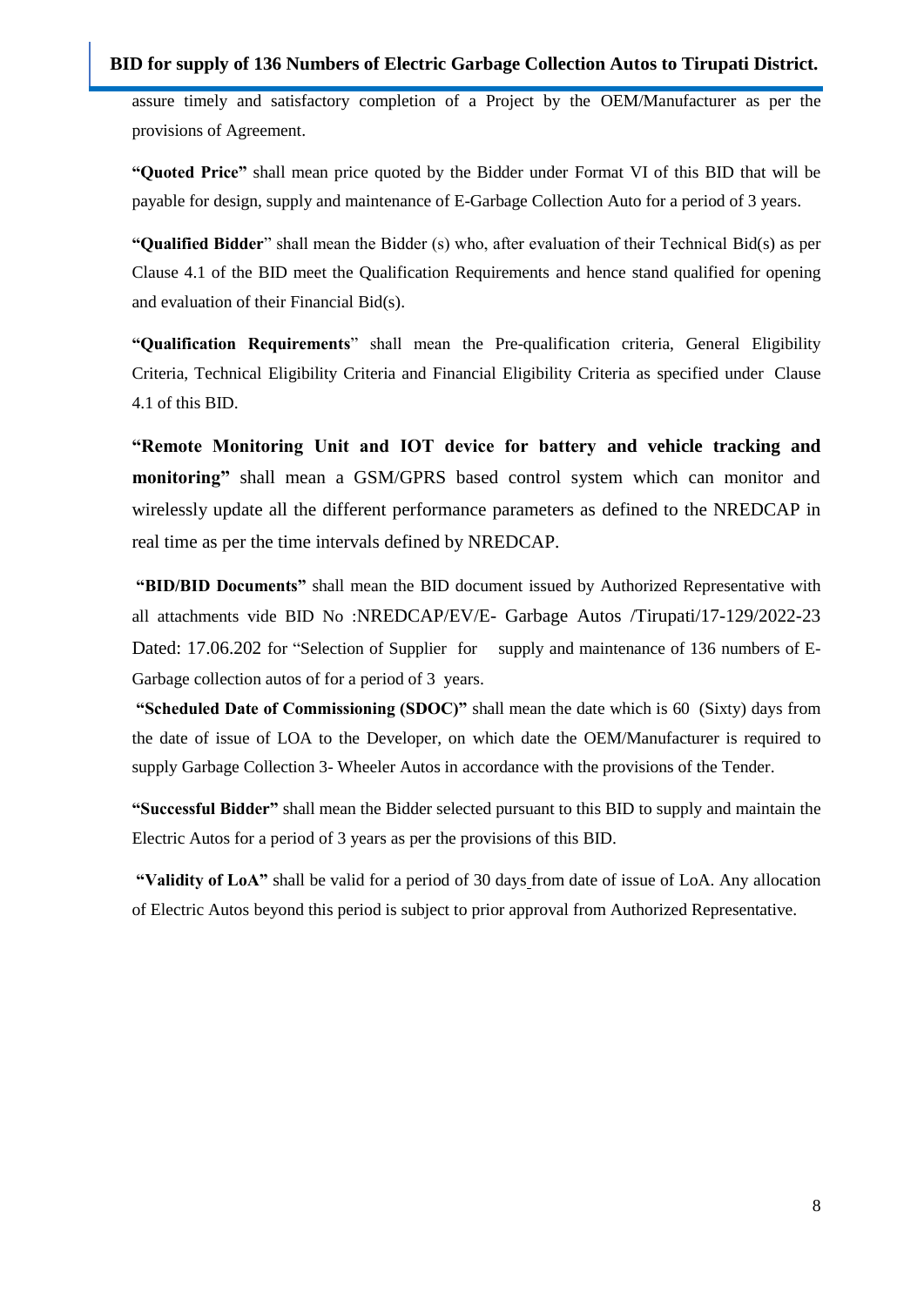assure timely and satisfactory completion of a Project by the OEM/Manufacturer as per the provisions of Agreement.

**"Quoted Price"** shall mean price quoted by the Bidder under Format VI of this BID that will be payable for design, supply and maintenance of E-Garbage Collection Auto for a period of 3 years.

**"Qualified Bidder**" shall mean the Bidder (s) who, after evaluation of their Technical Bid(s) as per Clause 4.1 of the BID meet the Qualification Requirements and hence stand qualified for opening and evaluation of their Financial Bid(s).

**"Qualification Requirements**" shall mean the Pre-qualification criteria, General Eligibility Criteria, Technical Eligibility Criteria and Financial Eligibility Criteria as specified under Clause 4.1 of this BID.

**"Remote Monitoring Unit and IOT device for battery and vehicle tracking and monitoring"** shall mean a GSM/GPRS based control system which can monitor and wirelessly update all the different performance parameters as defined to the NREDCAP in real time as per the time intervals defined by NREDCAP.

**"BID/BID Documents"** shall mean the BID document issued by Authorized Representative with all attachments vide BID No :NREDCAP/EV/E- Garbage Autos /Tirupati/17-129/2022-23 Dated: 17.06.202 for "Selection of Supplier for supply and maintenance of 136 numbers of E-Garbage collection autos of for a period of 3 years.

**"Scheduled Date of Commissioning (SDOC)"** shall mean the date which is 60 (Sixty) days from the date of issue of LOA to the Developer, on which date the OEM/Manufacturer is required to supply Garbage Collection 3- Wheeler Autos in accordance with the provisions of the Tender.

**"Successful Bidder"** shall mean the Bidder selected pursuant to this BID to supply and maintain the Electric Autos for a period of 3 years as per the provisions of this BID.

**"Validity of LoA"** shall be valid for a period of 30 days from date of issue of LoA. Any allocation of Electric Autos beyond this period is subject to prior approval from Authorized Representative.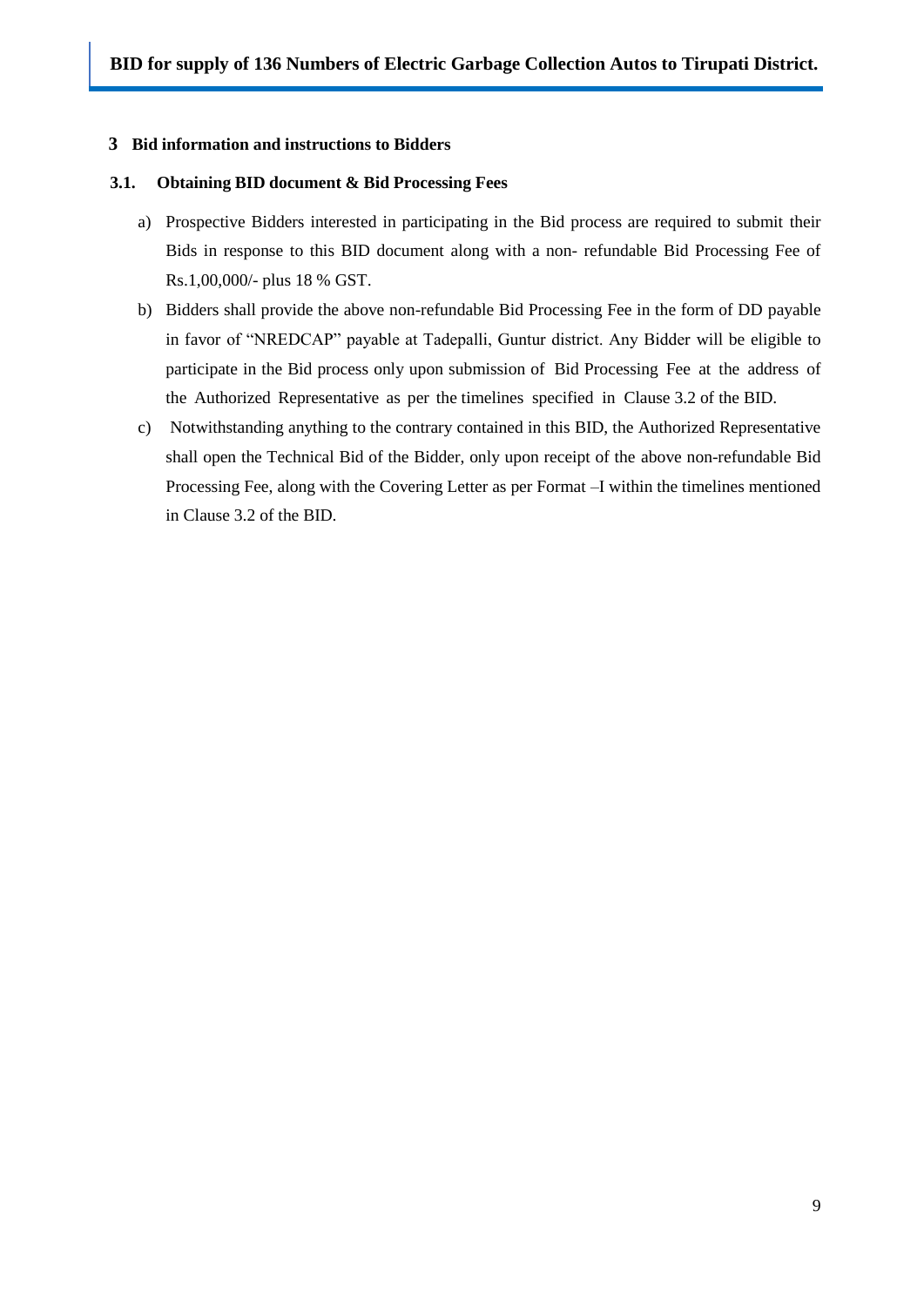## 3 Bid information and instructions to Bidders

### 3.1. Obtaining BID document & Bid Processing Fees

a) Prospective Bidders interested in participating in the Bid process are required to submit their Bids in response to this BID document along with a non- refundable Bid Processing Fee of Rs.1,00,000/- plus 18 % GST.

b) Bidders shall provide the above non-refundable Bid Processing Fee in the form of DD payable in favor of "NREDCAP" payable at Tadepalli, Guntur district. Any Bidder will be eligible to participate in the Bid process only upon submission of Bid Processing Fee at the address of the Authorized Representative as per the timelines specified in Clause 3.2 of the BID.

c) Notwithstanding anything to the contrary contained in this BID, the Authorized Representative shall open the Technical Bid of the Bidder, only upon receipt of the above non-refundable Bid Processing Fee, along with the Covering Letter as per Format –I within the timelines mentioned in Clause 3.2 of the BID.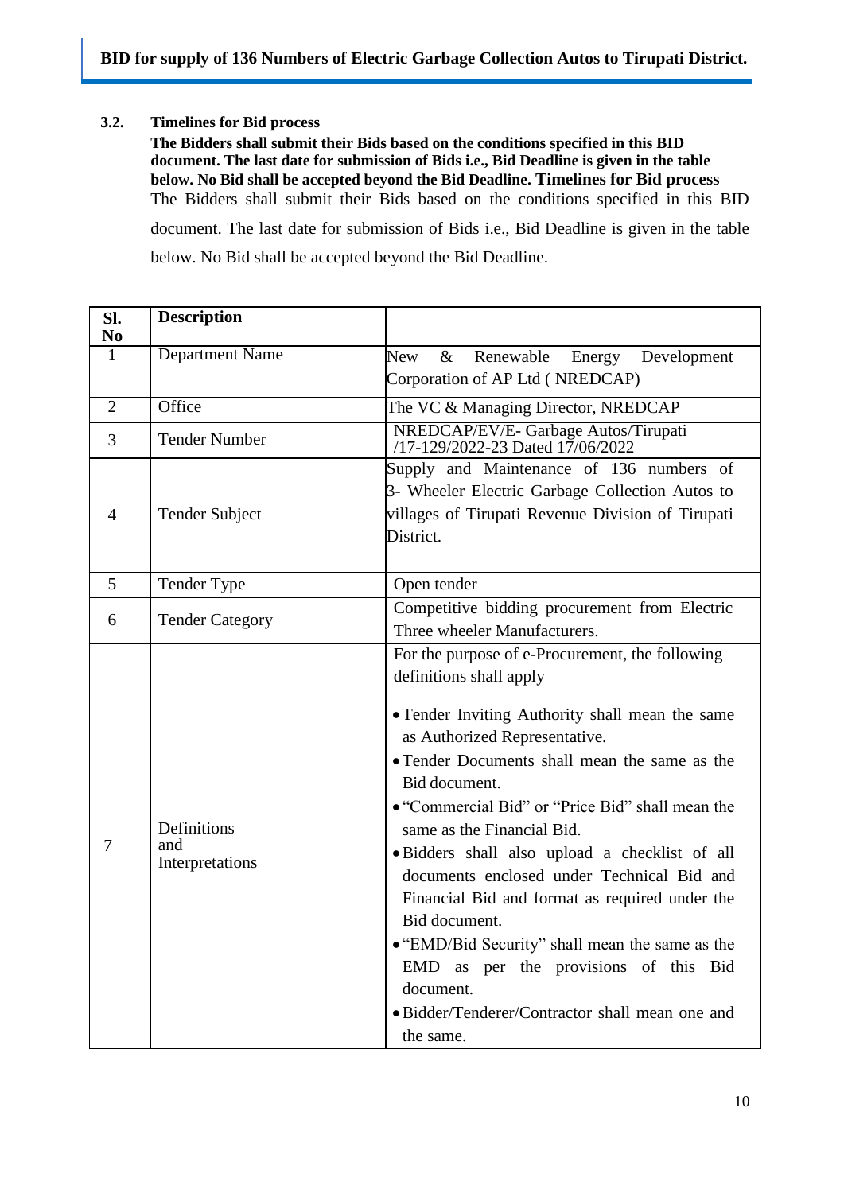### 3.2. Timelines for Bid process

**The Bidders shall submit their Bids based on the conditions specified in this BID document. The last date for submission of Bids i.e., Bid Deadline is given in the table below. No Bid shall be accepted beyond the Bid Deadline. Timelines for Bid process**

The Bidders shall submit their Bids based on the conditions specified in this BID document. The last date for submission of Bids i.e., Bid Deadline is given in the table below. No Bid shall be accepted beyond the Bid Deadline.

| Sl. No | Description | |
|---|---|---|
| 1 | Department Name | New & Renewable Energy Development Corporation of AP Ltd ( NREDCAP) |
| 2 | Office | The VC & Managing Director, NREDCAP |
| 3 | Tender Number | NREDCAP/EV/E- Garbage Autos/Tirupati /17-129/2022-23 Dated 17/06/2022 |
| 4 | Tender Subject | Supply and Maintenance of 136 numbers of 3- Wheeler Electric Garbage Collection Autos to villages of Tirupati Revenue Division of Tirupati District. |
| 5 | Tender Type | Open tender |
| 6 | Tender Category | Competitive bidding procurement from Electric Three wheeler Manufacturers. |
| 7 | Definitions and Interpretations | For the purpose of e-Procurement, the following definitions shall apply<br>• Tender Inviting Authority shall mean the same as Authorized Representative.<br>• Tender Documents shall mean the same as the Bid document.<br>• "Commercial Bid" or "Price Bid" shall mean the same as the Financial Bid.<br>• Bidders shall also upload a checklist of all documents enclosed under Technical Bid and Financial Bid and format as required under the Bid document.<br>• "EMD/Bid Security" shall mean the same as the EMD as per the provisions of this Bid document.<br>• Bidder/Tenderer/Contractor shall mean one and the same. |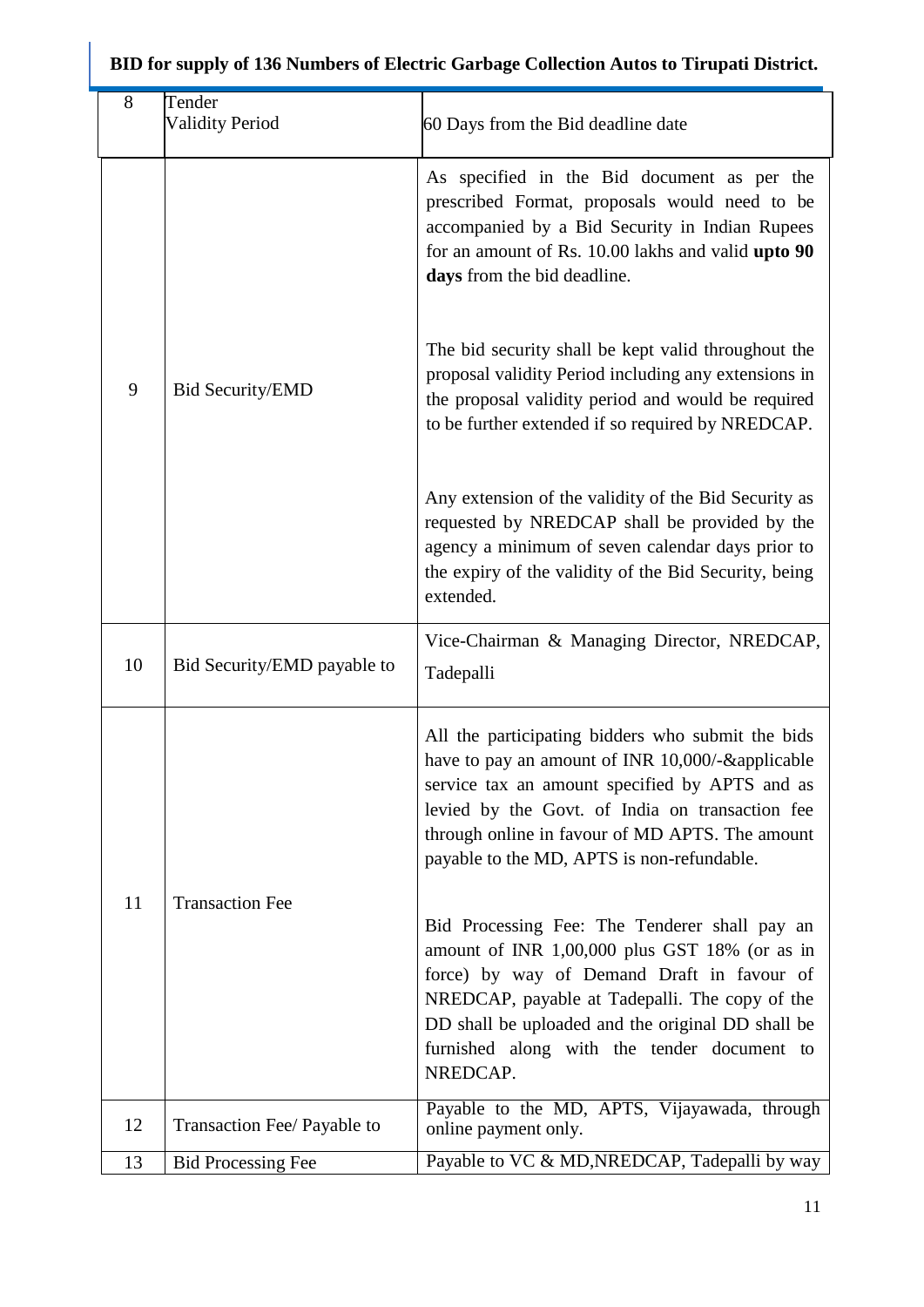| 8 | Tender Validity Period | 60 Days from the Bid deadline date |
|---|---|---|
| 9 | Bid Security/EMD | As specified in the Bid document as per the prescribed Format, proposals would need to be accompanied by a Bid Security in Indian Rupees for an amount of Rs. 10.00 lakhs and valid **upto 90 days** from the bid deadline.<br><br>The bid security shall be kept valid throughout the proposal validity Period including any extensions in the proposal validity period and would be required to be further extended if so required by NREDCAP.<br><br>Any extension of the validity of the Bid Security as requested by NREDCAP shall be provided by the agency a minimum of seven calendar days prior to the expiry of the validity of the Bid Security, being extended. |
| 10 | Bid Security/EMD payable to | Vice-Chairman & Managing Director, NREDCAP, Tadepalli |
| 11 | Transaction Fee | All the participating bidders who submit the bids have to pay an amount of INR 10,000/-&applicable service tax an amount specified by APTS and as levied by the Govt. of India on transaction fee through online in favour of MD APTS. The amount payable to the MD, APTS is non-refundable.<br><br>Bid Processing Fee: The Tenderer shall pay an amount of INR 1,00,000 plus GST 18% (or as in force) by way of Demand Draft in favour of NREDCAP, payable at Tadepalli. The copy of the DD shall be uploaded and the original DD shall be furnished along with the tender document to NREDCAP. |
| 12 | Transaction Fee/ Payable to | Payable to the MD, APTS, Vijayawada, through online payment only. |
| 13 | Bid Processing Fee | Payable to VC & MD,NREDCAP, Tadepalli by way |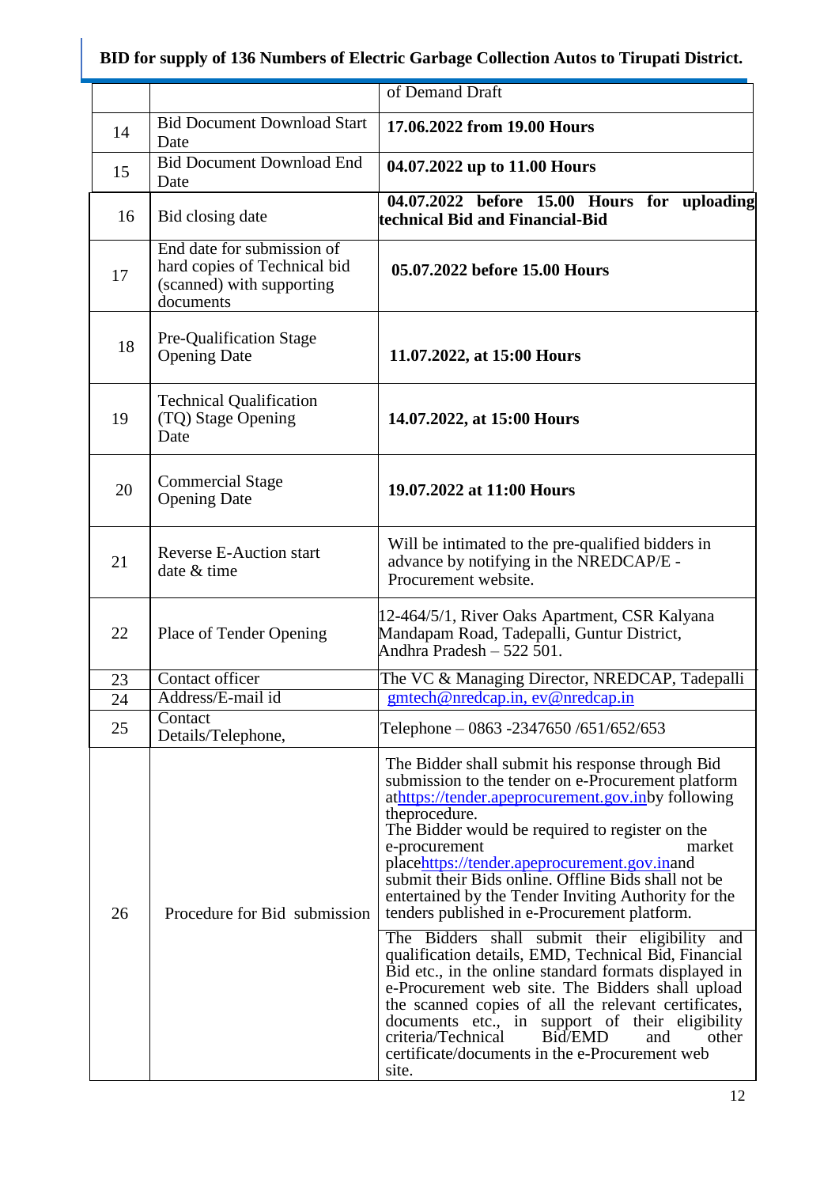| | | of Demand Draft |
|---|---|---|
| 14 | Bid Document Download Start Date | **17.06.2022 from 19.00 Hours** |
| 15 | Bid Document Download End Date | **04.07.2022 up to 11.00 Hours** |
| 16 | Bid closing date | **04.07.2022 before 15.00 Hours for uploading technical Bid and Financial-Bid** |
| 17 | End date for submission of hard copies of Technical bid (scanned) with supporting documents | **05.07.2022 before 15.00 Hours** |
| 18 | Pre-Qualification Stage Opening Date | **11.07.2022, at 15:00 Hours** |
| 19 | Technical Qualification (TQ) Stage Opening Date | **14.07.2022, at 15:00 Hours** |
| 20 | Commercial Stage Opening Date | **19.07.2022 at 11:00 Hours** |
| 21 | Reverse E-Auction start date & time | Will be intimated to the pre-qualified bidders in advance by notifying in the NREDCAP/E - Procurement website. |
| 22 | Place of Tender Opening | 12-464/5/1, River Oaks Apartment, CSR Kalyana Mandapam Road, Tadepalli, Guntur District, Andhra Pradesh – 522 501. |
| 23 | Contact officer | The VC & Managing Director, NREDCAP, Tadepalli |
| 24 | Address/E-mail id | gmtech@nredcap.in, ev@nredcap.in |
| 25 | Contact Details/Telephone, | Telephone – 0863 -2347650 /651/652/653 |
| 26 | Procedure for Bid submission | The Bidder shall submit his response through Bid submission to the tender on e-Procurement platform athttps://tender.apeprocurement.gov.inby following theprocedure. The Bidder would be required to register on the e-procurement market placehttps://tender.apeprocurement.gov.inand submit their Bids online. Offline Bids shall not be entertained by the Tender Inviting Authority for the tenders published in e-Procurement platform.<br><br>The Bidders shall submit their eligibility and qualification details, EMD, Technical Bid, Financial Bid etc., in the online standard formats displayed in e-Procurement web site. The Bidders shall upload the scanned copies of all the relevant certificates, documents etc., in support of their eligibility criteria/Technical Bid/EMD and other certificate/documents in the e-Procurement web site. |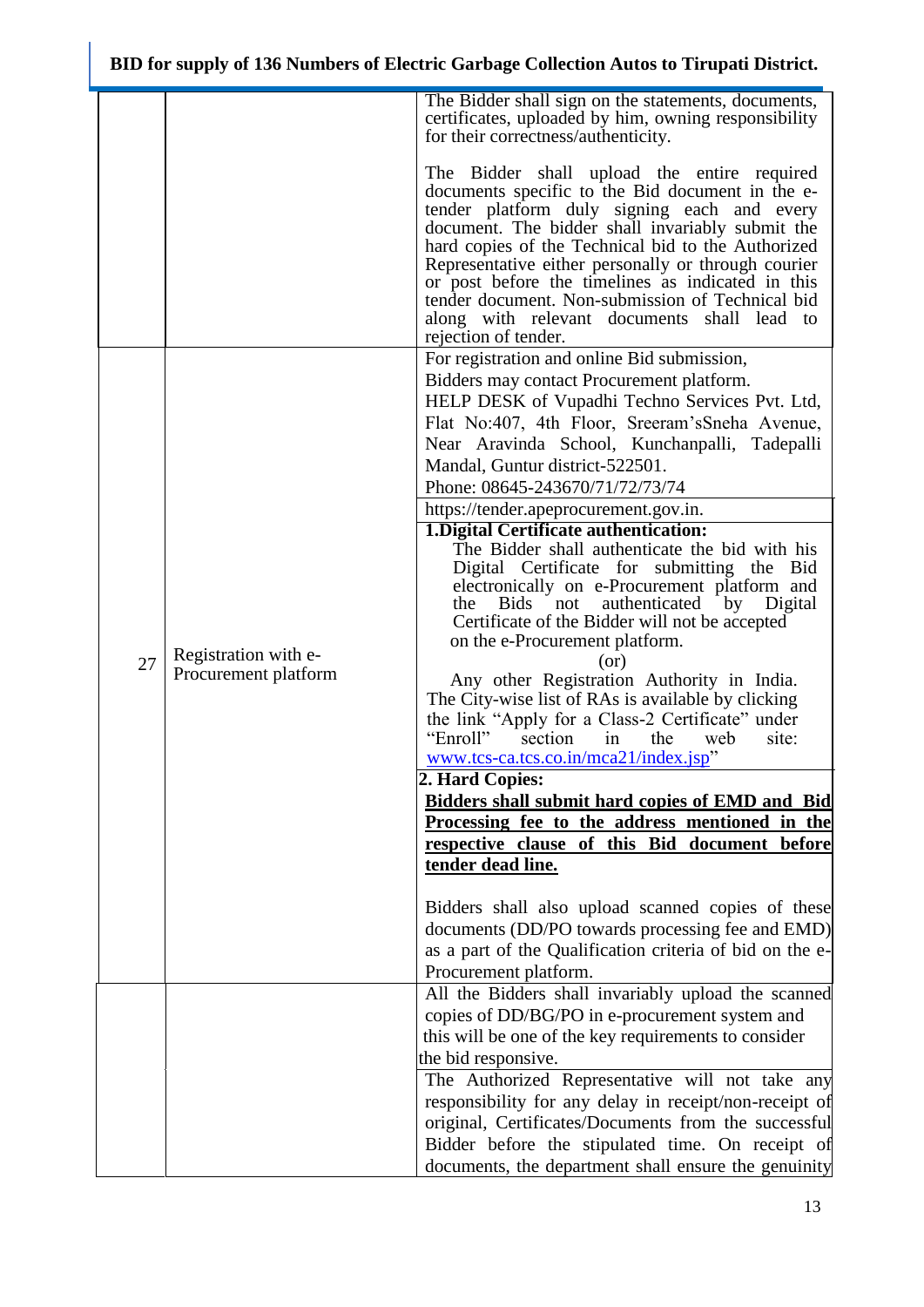| | | |
|---|---|---|
| | | The Bidder shall sign on the statements, documents, certificates, uploaded by him, owning responsibility for their correctness/authenticity.<br><br>The Bidder shall upload the entire required documents specific to the Bid document in the e-tender platform duly signing each and every document. The bidder shall invariably submit the hard copies of the Technical bid to the Authorized Representative either personally or through courier or post before the timelines as indicated in this tender document. Non-submission of Technical bid along with relevant documents shall lead to rejection of tender. |
| 27 | Registration with e-Procurement platform | For registration and online Bid submission, Bidders may contact Procurement platform. HELP DESK of Vupadhi Techno Services Pvt. Ltd, Flat No:407, 4th Floor, Sreeram'sSneha Avenue, Near Aravinda School, Kunchanpalli, Tadepalli Mandal, Guntur district-522501.<br>Phone: 08645-243670/71/72/73/74<br>https://tender.apeprocurement.gov.in.<br>**1.Digital Certificate authentication:**<br>The Bidder shall authenticate the bid with his Digital Certificate for submitting the Bid electronically on e-Procurement platform and the Bids not authenticated by Digital Certificate of the Bidder will not be accepted on the e-Procurement platform.<br>(or)<br>Any other Registration Authority in India. The City-wise list of RAs is available by clicking the link "Apply for a Class-2 Certificate" under "Enroll" section in the web site: www.tcs-ca.tcs.co.in/mca21/index.jsp"<br>**2. Hard Copies:**<br>**Bidders shall submit hard copies of EMD and Bid Processing fee to the address mentioned in the respective clause of this Bid document before tender dead line.**<br><br>Bidders shall also upload scanned copies of these documents (DD/PO towards processing fee and EMD) as a part of the Qualification criteria of bid on the e-Procurement platform. |
| | | All the Bidders shall invariably upload the scanned copies of DD/BG/PO in e-procurement system and this will be one of the key requirements to consider the bid responsive.<br>The Authorized Representative will not take any responsibility for any delay in receipt/non-receipt of original, Certificates/Documents from the successful Bidder before the stipulated time. On receipt of documents, the department shall ensure the genuinity |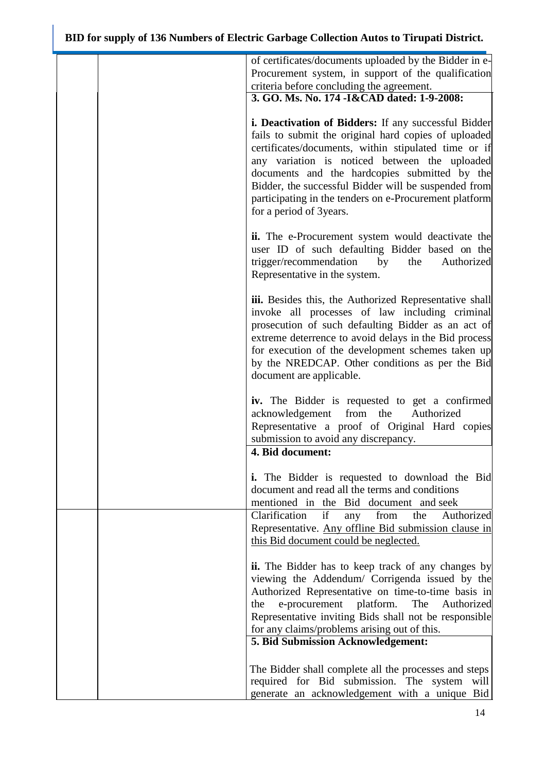| | | |
|---|---|---|
| | | of certificates/documents uploaded by the Bidder in e-Procurement system, in support of the qualification criteria before concluding the agreement. |
| | | **3. GO. Ms. No. 174 -I&CAD dated: 1-9-2008:**<br><br>**i. Deactivation of Bidders:** If any successful Bidder fails to submit the original hard copies of uploaded certificates/documents, within stipulated time or if any variation is noticed between the uploaded documents and the hardcopies submitted by the Bidder, the successful Bidder will be suspended from participating in the tenders on e-Procurement platform for a period of 3years.<br><br>**ii.** The e-Procurement system would deactivate the user ID of such defaulting Bidder based on the trigger/recommendation by the Authorized Representative in the system.<br><br>**iii.** Besides this, the Authorized Representative shall invoke all processes of law including criminal prosecution of such defaulting Bidder as an act of extreme deterrence to avoid delays in the Bid process for execution of the development schemes taken up by the NREDCAP. Other conditions as per the Bid document are applicable.<br><br>**iv.** The Bidder is requested to get a confirmed acknowledgement from the Authorized Representative a proof of Original Hard copies submission to avoid any discrepancy. |
| | | **4. Bid document:**<br><br>**i.** The Bidder is requested to download the Bid document and read all the terms and conditions mentioned in the Bid document and seek |
| | | Clarification if any from the Authorized Representative. <u>Any offline Bid submission clause in this Bid document could be neglected.</u><br><br>**ii.** The Bidder has to keep track of any changes by viewing the Addendum/ Corrigenda issued by the Authorized Representative on time-to-time basis in the e-procurement platform. The Authorized Representative inviting Bids shall not be responsible for any claims/problems arising out of this. |
| | | **5. Bid Submission Acknowledgement:**<br><br>The Bidder shall complete all the processes and steps required for Bid submission. The system will generate an acknowledgement with a unique Bid |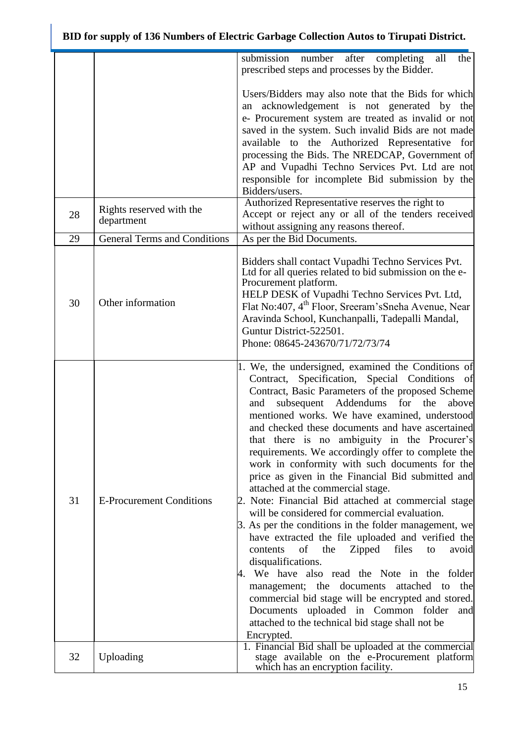| | | |
|---|---|---|
| | | submission number after completing all the prescribed steps and processes by the Bidder.<br><br>Users/Bidders may also note that the Bids for which an acknowledgement is not generated by the e- Procurement system are treated as invalid or not saved in the system. Such invalid Bids are not made available to the Authorized Representative for processing the Bids. The NREDCAP, Government of AP and Vupadhi Techno Services Pvt. Ltd are not responsible for incomplete Bid submission by the Bidders/users. |
| 28 | Rights reserved with the department | Authorized Representative reserves the right to Accept or reject any or all of the tenders received without assigning any reasons thereof. |
| 29 | General Terms and Conditions | As per the Bid Documents. |
| 30 | Other information | Bidders shall contact Vupadhi Techno Services Pvt. Ltd for all queries related to bid submission on the e-Procurement platform.<br>HELP DESK of Vupadhi Techno Services Pvt. Ltd, Flat No:407, 4th Floor, Sreeram'sSneha Avenue, Near Aravinda School, Kunchanpalli, Tadepalli Mandal, Guntur District-522501.<br>Phone: 08645-243670/71/72/73/74 |
| 31 | E-Procurement Conditions | 1. We, the undersigned, examined the Conditions of Contract, Specification, Special Conditions of Contract, Basic Parameters of the proposed Scheme and subsequent Addendums for the above mentioned works. We have examined, understood and checked these documents and have ascertained that there is no ambiguity in the Procurer's requirements. We accordingly offer to complete the work in conformity with such documents for the price as given in the Financial Bid submitted and attached at the commercial stage.<br>2. Note: Financial Bid attached at commercial stage will be considered for commercial evaluation.<br>3. As per the conditions in the folder management, we have extracted the file uploaded and verified the contents of the Zipped files to avoid disqualifications.<br>4. We have also read the Note in the folder management; the documents attached to the commercial bid stage will be encrypted and stored. Documents uploaded in Common folder and attached to the technical bid stage shall not be Encrypted. |
| 32 | Uploading | 1. Financial Bid shall be uploaded at the commercial stage available on the e-Procurement platform which has an encryption facility. |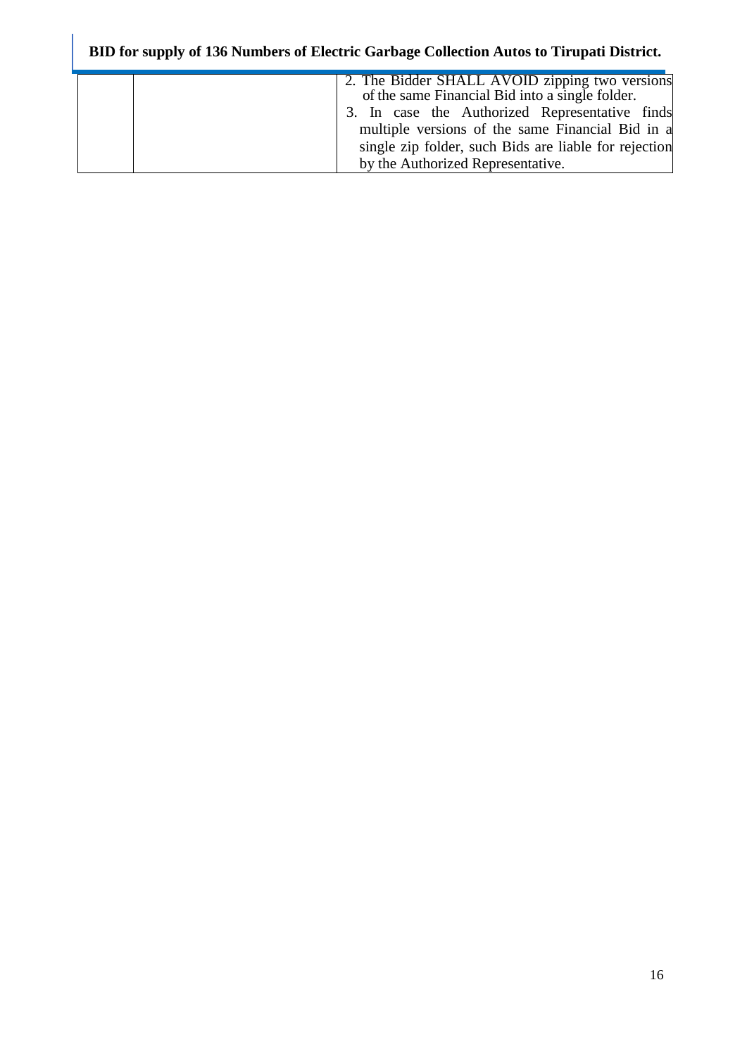|  |  | 2. The Bidder SHALL AVOID zipping two versions of the same Financial Bid into a single folder.<br>3. In case the Authorized Representative finds multiple versions of the same Financial Bid in a single zip folder, such Bids are liable for rejection by the Authorized Representative. |
|---|---|---|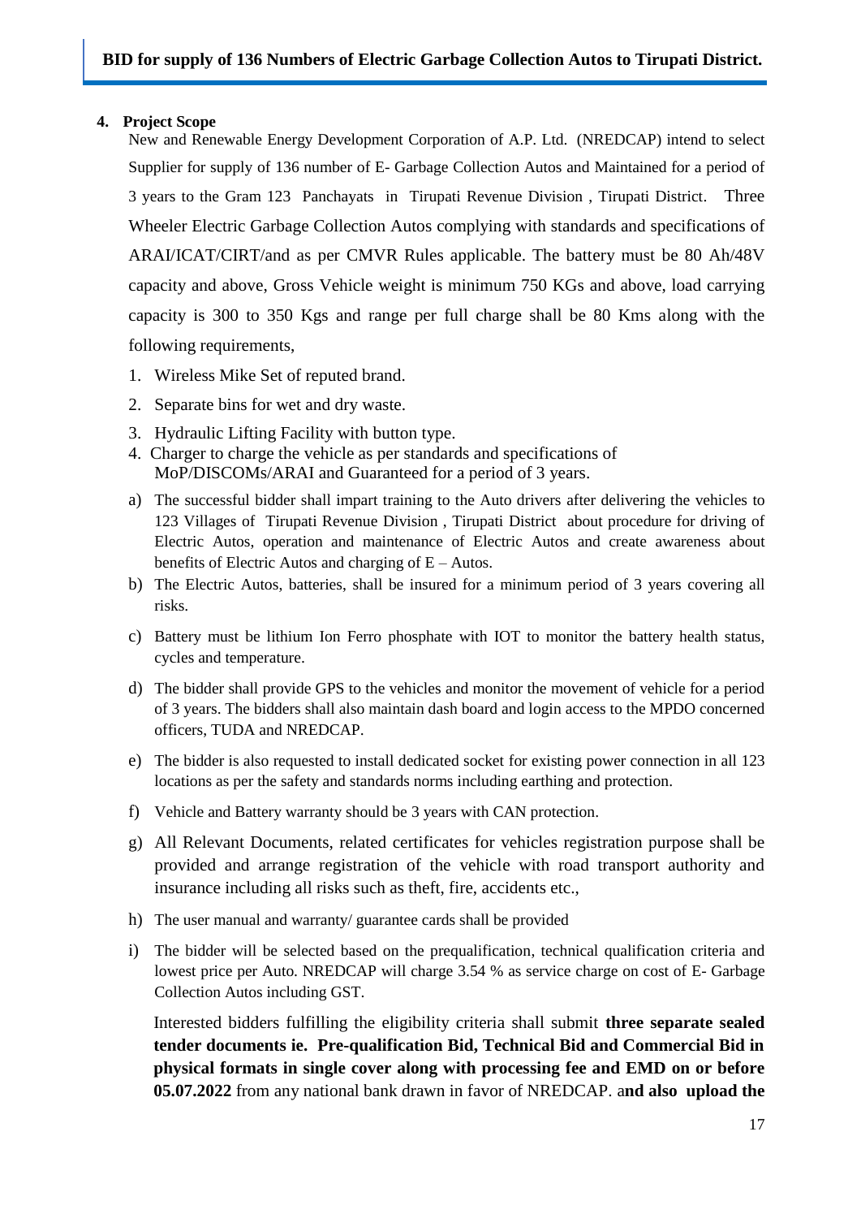## 4. Project Scope

New and Renewable Energy Development Corporation of A.P. Ltd. (NREDCAP) intend to select Supplier for supply of 136 number of E- Garbage Collection Autos and Maintained for a period of 3 years to the Gram 123 Panchayats in Tirupati Revenue Division , Tirupati District. Three Wheeler Electric Garbage Collection Autos complying with standards and specifications of ARAI/ICAT/CIRT/and as per CMVR Rules applicable. The battery must be 80 Ah/48V capacity and above, Gross Vehicle weight is minimum 750 KGs and above, load carrying capacity is 300 to 350 Kgs and range per full charge shall be 80 Kms along with the following requirements,

1. Wireless Mike Set of reputed brand.
2. Separate bins for wet and dry waste.
3. Hydraulic Lifting Facility with button type.
4. Charger to charge the vehicle as per standards and specifications of MoP/DISCOMs/ARAI and Guaranteed for a period of 3 years.

a) The successful bidder shall impart training to the Auto drivers after delivering the vehicles to 123 Villages of Tirupati Revenue Division , Tirupati District about procedure for driving of Electric Autos, operation and maintenance of Electric Autos and create awareness about benefits of Electric Autos and charging of E – Autos.

b) The Electric Autos, batteries, shall be insured for a minimum period of 3 years covering all risks.

c) Battery must be lithium Ion Ferro phosphate with IOT to monitor the battery health status, cycles and temperature.

d) The bidder shall provide GPS to the vehicles and monitor the movement of vehicle for a period of 3 years. The bidders shall also maintain dash board and login access to the MPDO concerned officers, TUDA and NREDCAP.

e) The bidder is also requested to install dedicated socket for existing power connection in all 123 locations as per the safety and standards norms including earthing and protection.

f) Vehicle and Battery warranty should be 3 years with CAN protection.

g) All Relevant Documents, related certificates for vehicles registration purpose shall be provided and arrange registration of the vehicle with road transport authority and insurance including all risks such as theft, fire, accidents etc.,

h) The user manual and warranty/ guarantee cards shall be provided

i) The bidder will be selected based on the prequalification, technical qualification criteria and lowest price per Auto. NREDCAP will charge 3.54 % as service charge on cost of E- Garbage Collection Autos including GST.

Interested bidders fulfilling the eligibility criteria shall submit **three separate sealed tender documents ie. Pre-qualification Bid, Technical Bid and Commercial Bid in physical formats in single cover along with processing fee and EMD on or before 05.07.2022** from any national bank drawn in favor of NREDCAP. a**nd also upload the**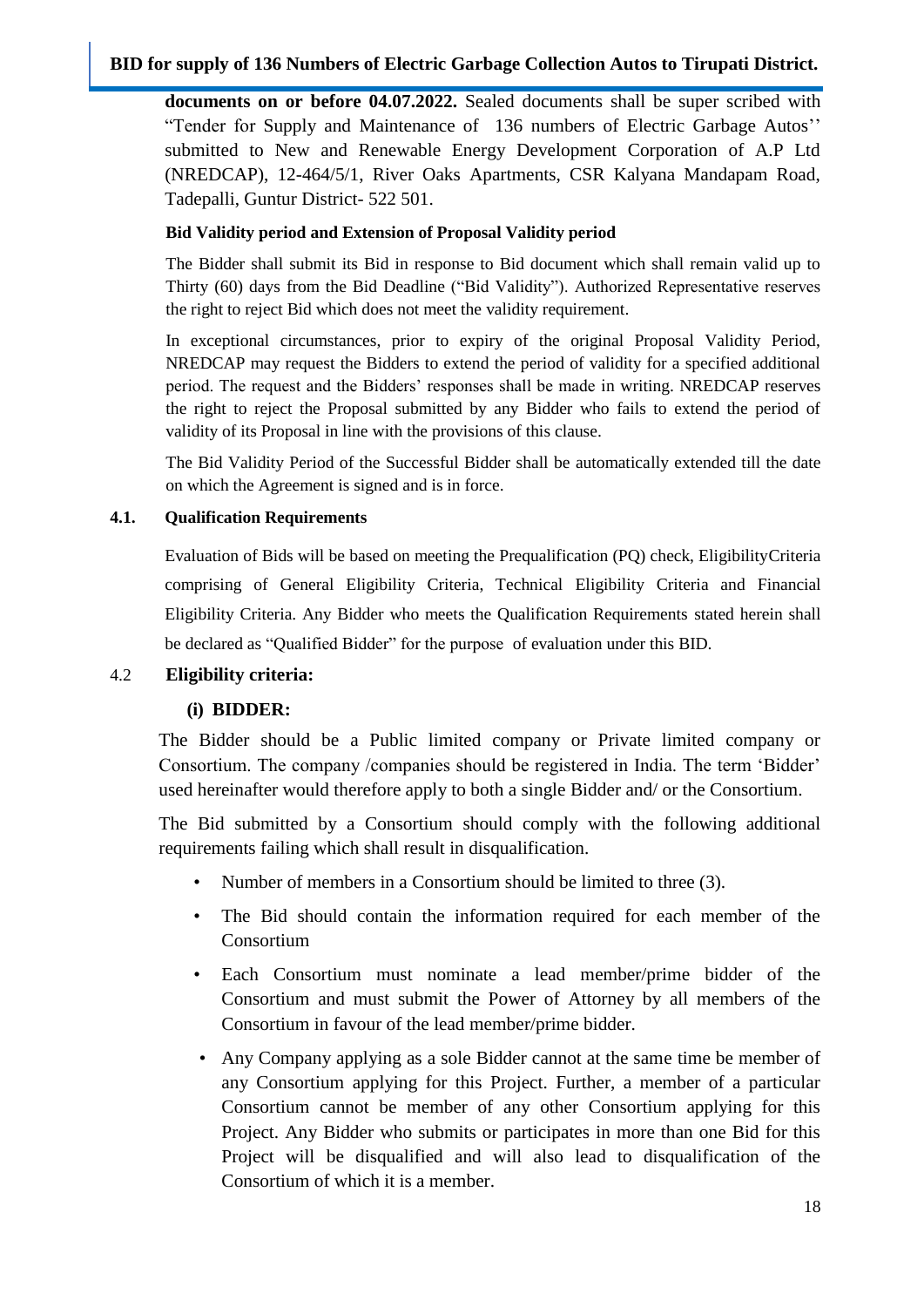**documents on or before 04.07.2022.** Sealed documents shall be super scribed with "Tender for Supply and Maintenance of 136 numbers of Electric Garbage Autos'' submitted to New and Renewable Energy Development Corporation of A.P Ltd (NREDCAP), 12-464/5/1, River Oaks Apartments, CSR Kalyana Mandapam Road, Tadepalli, Guntur District- 522 501.

**Bid Validity period and Extension of Proposal Validity period**

The Bidder shall submit its Bid in response to Bid document which shall remain valid up to Thirty (60) days from the Bid Deadline ("Bid Validity"). Authorized Representative reserves the right to reject Bid which does not meet the validity requirement.

In exceptional circumstances, prior to expiry of the original Proposal Validity Period, NREDCAP may request the Bidders to extend the period of validity for a specified additional period. The request and the Bidders' responses shall be made in writing. NREDCAP reserves the right to reject the Proposal submitted by any Bidder who fails to extend the period of validity of its Proposal in line with the provisions of this clause.

The Bid Validity Period of the Successful Bidder shall be automatically extended till the date on which the Agreement is signed and is in force.

### 4.1. Qualification Requirements

Evaluation of Bids will be based on meeting the Prequalification (PQ) check, EligibilityCriteria comprising of General Eligibility Criteria, Technical Eligibility Criteria and Financial Eligibility Criteria. Any Bidder who meets the Qualification Requirements stated herein shall be declared as "Qualified Bidder" for the purpose of evaluation under this BID.

### 4.2 Eligibility criteria:

**(i) BIDDER:**

The Bidder should be a Public limited company or Private limited company or Consortium. The company /companies should be registered in India. The term 'Bidder' used hereinafter would therefore apply to both a single Bidder and/ or the Consortium.

The Bid submitted by a Consortium should comply with the following additional requirements failing which shall result in disqualification.

- Number of members in a Consortium should be limited to three (3).
- The Bid should contain the information required for each member of the Consortium
- Each Consortium must nominate a lead member/prime bidder of the Consortium and must submit the Power of Attorney by all members of the Consortium in favour of the lead member/prime bidder.
- Any Company applying as a sole Bidder cannot at the same time be member of any Consortium applying for this Project. Further, a member of a particular Consortium cannot be member of any other Consortium applying for this Project. Any Bidder who submits or participates in more than one Bid for this Project will be disqualified and will also lead to disqualification of the Consortium of which it is a member.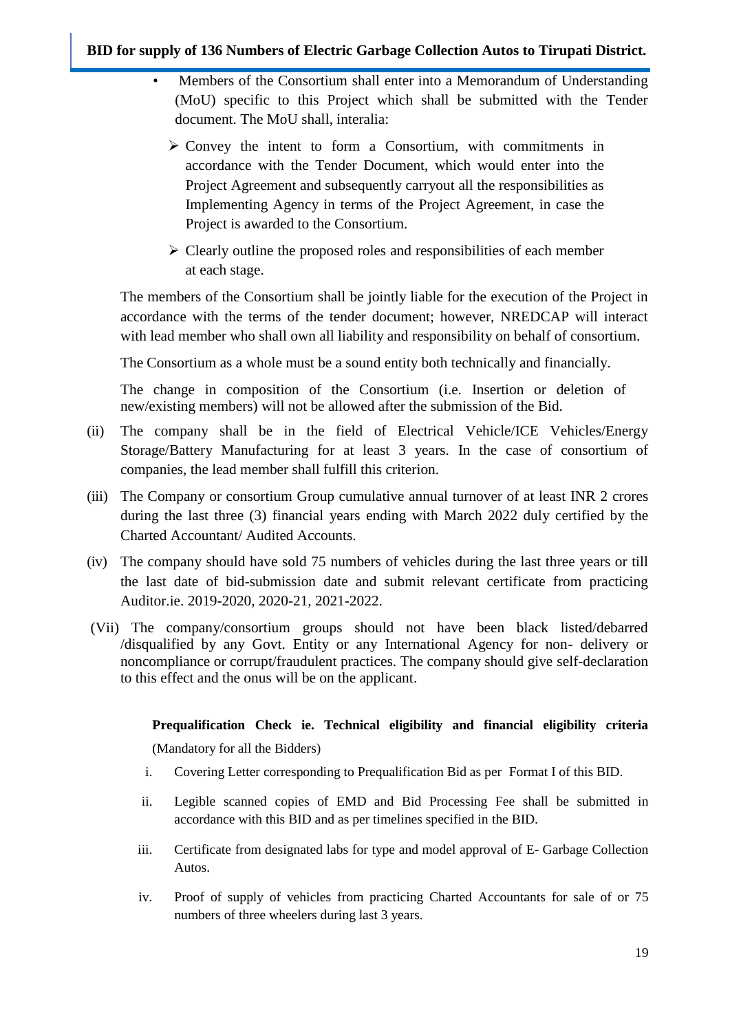- Members of the Consortium shall enter into a Memorandum of Understanding (MoU) specific to this Project which shall be submitted with the Tender document. The MoU shall, interalia:
  - Convey the intent to form a Consortium, with commitments in accordance with the Tender Document, which would enter into the Project Agreement and subsequently carryout all the responsibilities as Implementing Agency in terms of the Project Agreement, in case the Project is awarded to the Consortium.
  - Clearly outline the proposed roles and responsibilities of each member at each stage.

The members of the Consortium shall be jointly liable for the execution of the Project in accordance with the terms of the tender document; however, NREDCAP will interact with lead member who shall own all liability and responsibility on behalf of consortium.

The Consortium as a whole must be a sound entity both technically and financially.

The change in composition of the Consortium (i.e. Insertion or deletion of new/existing members) will not be allowed after the submission of the Bid.

(ii) The company shall be in the field of Electrical Vehicle/ICE Vehicles/Energy Storage/Battery Manufacturing for at least 3 years. In the case of consortium of companies, the lead member shall fulfill this criterion.

(iii) The Company or consortium Group cumulative annual turnover of at least INR 2 crores during the last three (3) financial years ending with March 2022 duly certified by the Charted Accountant/ Audited Accounts.

(iv) The company should have sold 75 numbers of vehicles during the last three years or till the last date of bid-submission date and submit relevant certificate from practicing Auditor.ie. 2019-2020, 2020-21, 2021-2022.

(Vii) The company/consortium groups should not have been black listed/debarred /disqualified by any Govt. Entity or any International Agency for non- delivery or noncompliance or corrupt/fraudulent practices. The company should give self-declaration to this effect and the onus will be on the applicant.

**Prequalification Check ie. Technical eligibility and financial eligibility criteria**

(Mandatory for all the Bidders)

i. Covering Letter corresponding to Prequalification Bid as per Format I of this BID.

ii. Legible scanned copies of EMD and Bid Processing Fee shall be submitted in accordance with this BID and as per timelines specified in the BID.

iii. Certificate from designated labs for type and model approval of E- Garbage Collection Autos.

iv. Proof of supply of vehicles from practicing Charted Accountants for sale of or 75 numbers of three wheelers during last 3 years.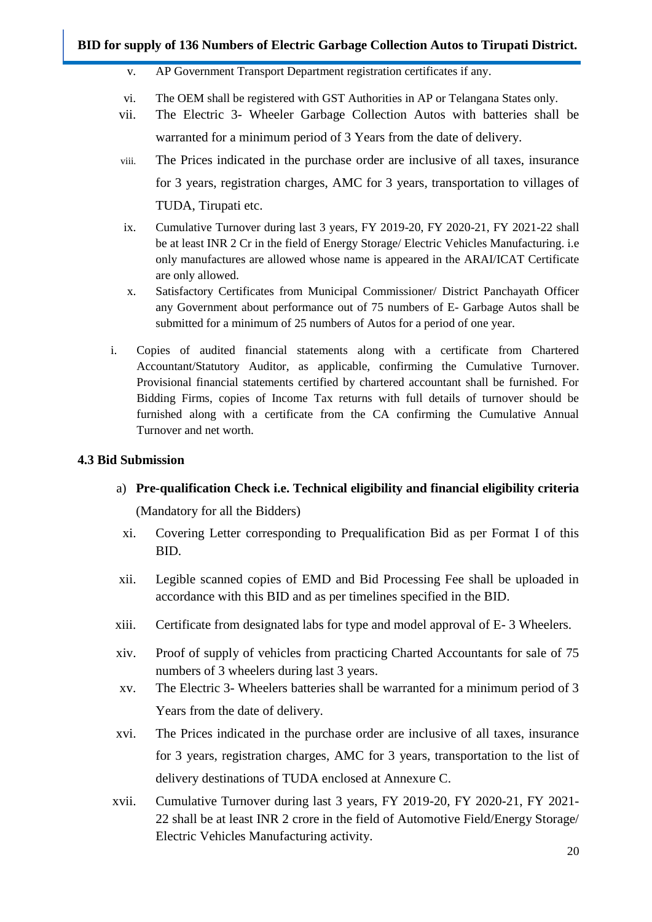v. AP Government Transport Department registration certificates if any.

vi. The OEM shall be registered with GST Authorities in AP or Telangana States only.

vii. The Electric 3- Wheeler Garbage Collection Autos with batteries shall be warranted for a minimum period of 3 Years from the date of delivery.

viii. The Prices indicated in the purchase order are inclusive of all taxes, insurance for 3 years, registration charges, AMC for 3 years, transportation to villages of TUDA, Tirupati etc.

ix. Cumulative Turnover during last 3 years, FY 2019-20, FY 2020-21, FY 2021-22 shall be at least INR 2 Cr in the field of Energy Storage/ Electric Vehicles Manufacturing. i.e only manufactures are allowed whose name is appeared in the ARAI/ICAT Certificate are only allowed.

x. Satisfactory Certificates from Municipal Commissioner/ District Panchayath Officer any Government about performance out of 75 numbers of E- Garbage Autos shall be submitted for a minimum of 25 numbers of Autos for a period of one year.

i. Copies of audited financial statements along with a certificate from Chartered Accountant/Statutory Auditor, as applicable, confirming the Cumulative Turnover. Provisional financial statements certified by chartered accountant shall be furnished. For Bidding Firms, copies of Income Tax returns with full details of turnover should be furnished along with a certificate from the CA confirming the Cumulative Annual Turnover and net worth.

### 4.3 Bid Submission

a) **Pre-qualification Check i.e. Technical eligibility and financial eligibility criteria** (Mandatory for all the Bidders)

xi. Covering Letter corresponding to Prequalification Bid as per Format I of this BID.

xii. Legible scanned copies of EMD and Bid Processing Fee shall be uploaded in accordance with this BID and as per timelines specified in the BID.

xiii. Certificate from designated labs for type and model approval of E- 3 Wheelers.

xiv. Proof of supply of vehicles from practicing Charted Accountants for sale of 75 numbers of 3 wheelers during last 3 years.

xv. The Electric 3- Wheelers batteries shall be warranted for a minimum period of 3 Years from the date of delivery.

xvi. The Prices indicated in the purchase order are inclusive of all taxes, insurance for 3 years, registration charges, AMC for 3 years, transportation to the list of delivery destinations of TUDA enclosed at Annexure C.

xvii. Cumulative Turnover during last 3 years, FY 2019-20, FY 2020-21, FY 2021-22 shall be at least INR 2 crore in the field of Automotive Field/Energy Storage/ Electric Vehicles Manufacturing activity.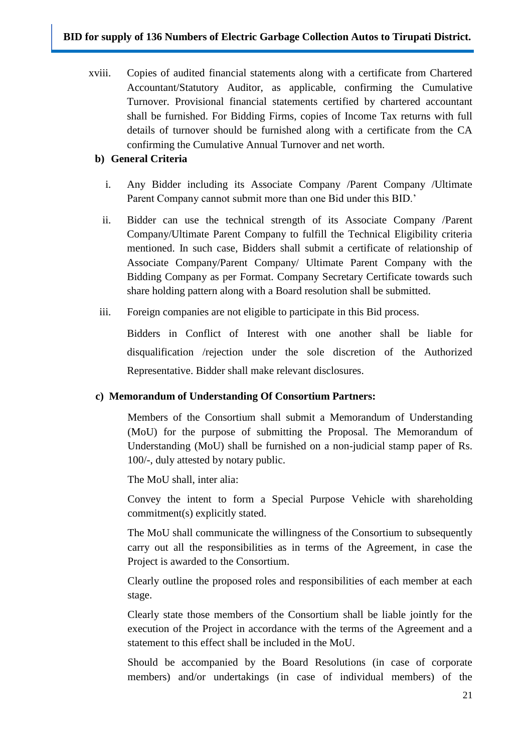xviii. Copies of audited financial statements along with a certificate from Chartered Accountant/Statutory Auditor, as applicable, confirming the Cumulative Turnover. Provisional financial statements certified by chartered accountant shall be furnished. For Bidding Firms, copies of Income Tax returns with full details of turnover should be furnished along with a certificate from the CA confirming the Cumulative Annual Turnover and net worth.

**b) General Criteria**

i. Any Bidder including its Associate Company /Parent Company /Ultimate Parent Company cannot submit more than one Bid under this BID.'

ii. Bidder can use the technical strength of its Associate Company /Parent Company/Ultimate Parent Company to fulfill the Technical Eligibility criteria mentioned. In such case, Bidders shall submit a certificate of relationship of Associate Company/Parent Company/ Ultimate Parent Company with the Bidding Company as per Format. Company Secretary Certificate towards such share holding pattern along with a Board resolution shall be submitted.

iii. Foreign companies are not eligible to participate in this Bid process.

Bidders in Conflict of Interest with one another shall be liable for disqualification /rejection under the sole discretion of the Authorized Representative. Bidder shall make relevant disclosures.

**c) Memorandum of Understanding Of Consortium Partners:**

Members of the Consortium shall submit a Memorandum of Understanding (MoU) for the purpose of submitting the Proposal. The Memorandum of Understanding (MoU) shall be furnished on a non-judicial stamp paper of Rs. 100/-, duly attested by notary public.

The MoU shall, inter alia:

Convey the intent to form a Special Purpose Vehicle with shareholding commitment(s) explicitly stated.

The MoU shall communicate the willingness of the Consortium to subsequently carry out all the responsibilities as in terms of the Agreement, in case the Project is awarded to the Consortium.

Clearly outline the proposed roles and responsibilities of each member at each stage.

Clearly state those members of the Consortium shall be liable jointly for the execution of the Project in accordance with the terms of the Agreement and a statement to this effect shall be included in the MoU.

Should be accompanied by the Board Resolutions (in case of corporate members) and/or undertakings (in case of individual members) of the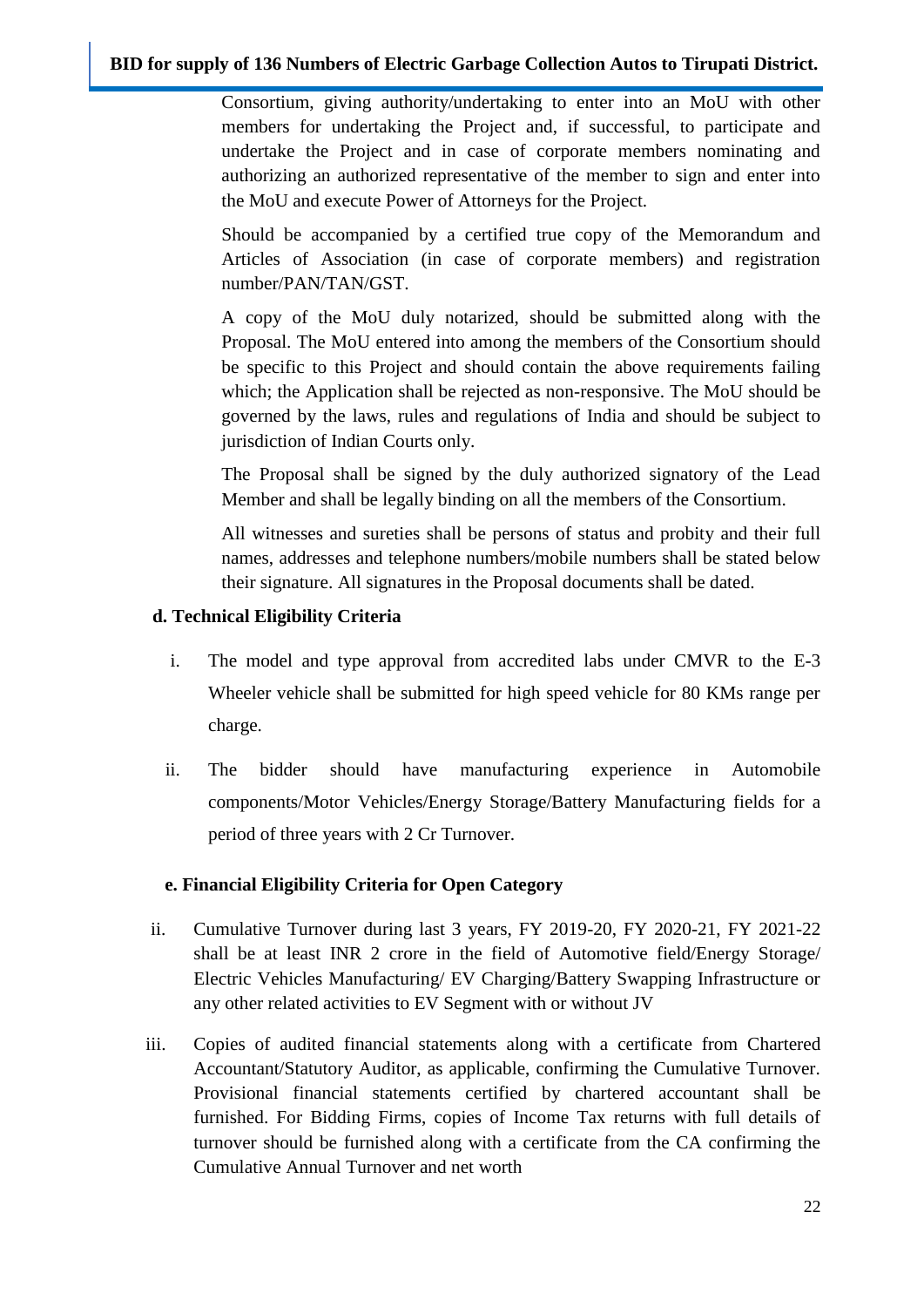Consortium, giving authority/undertaking to enter into an MoU with other members for undertaking the Project and, if successful, to participate and undertake the Project and in case of corporate members nominating and authorizing an authorized representative of the member to sign and enter into the MoU and execute Power of Attorneys for the Project.

Should be accompanied by a certified true copy of the Memorandum and Articles of Association (in case of corporate members) and registration number/PAN/TAN/GST.

A copy of the MoU duly notarized, should be submitted along with the Proposal. The MoU entered into among the members of the Consortium should be specific to this Project and should contain the above requirements failing which; the Application shall be rejected as non-responsive. The MoU should be governed by the laws, rules and regulations of India and should be subject to jurisdiction of Indian Courts only.

The Proposal shall be signed by the duly authorized signatory of the Lead Member and shall be legally binding on all the members of the Consortium.

All witnesses and sureties shall be persons of status and probity and their full names, addresses and telephone numbers/mobile numbers shall be stated below their signature. All signatures in the Proposal documents shall be dated.

**d. Technical Eligibility Criteria**

i. The model and type approval from accredited labs under CMVR to the E-3 Wheeler vehicle shall be submitted for high speed vehicle for 80 KMs range per charge.

ii. The bidder should have manufacturing experience in Automobile components/Motor Vehicles/Energy Storage/Battery Manufacturing fields for a period of three years with 2 Cr Turnover.

**e. Financial Eligibility Criteria for Open Category**

ii. Cumulative Turnover during last 3 years, FY 2019-20, FY 2020-21, FY 2021-22 shall be at least INR 2 crore in the field of Automotive field/Energy Storage/ Electric Vehicles Manufacturing/ EV Charging/Battery Swapping Infrastructure or any other related activities to EV Segment with or without JV

iii. Copies of audited financial statements along with a certificate from Chartered Accountant/Statutory Auditor, as applicable, confirming the Cumulative Turnover. Provisional financial statements certified by chartered accountant shall be furnished. For Bidding Firms, copies of Income Tax returns with full details of turnover should be furnished along with a certificate from the CA confirming the Cumulative Annual Turnover and net worth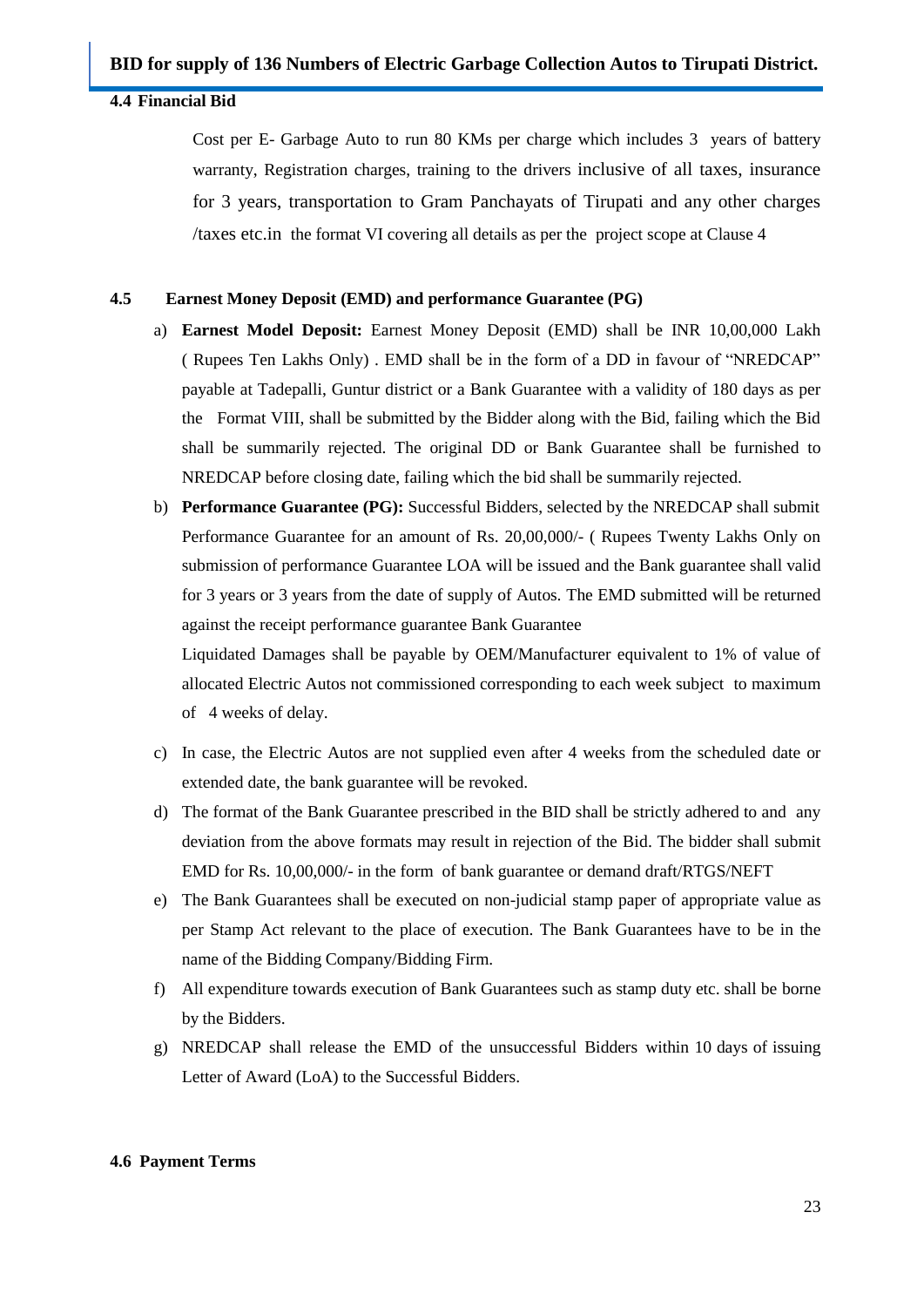### 4.4 Financial Bid

Cost per E- Garbage Auto to run 80 KMs per charge which includes 3 years of battery warranty, Registration charges, training to the drivers inclusive of all taxes, insurance for 3 years, transportation to Gram Panchayats of Tirupati and any other charges /taxes etc.in the format VI covering all details as per the project scope at Clause 4

### 4.5 Earnest Money Deposit (EMD) and performance Guarantee (PG)

a) **Earnest Model Deposit:** Earnest Money Deposit (EMD) shall be INR 10,00,000 Lakh ( Rupees Ten Lakhs Only) . EMD shall be in the form of a DD in favour of "NREDCAP" payable at Tadepalli, Guntur district or a Bank Guarantee with a validity of 180 days as per the Format VIII, shall be submitted by the Bidder along with the Bid, failing which the Bid shall be summarily rejected. The original DD or Bank Guarantee shall be furnished to NREDCAP before closing date, failing which the bid shall be summarily rejected.

b) **Performance Guarantee (PG):** Successful Bidders, selected by the NREDCAP shall submit Performance Guarantee for an amount of Rs. 20,00,000/- ( Rupees Twenty Lakhs Only on submission of performance Guarantee LOA will be issued and the Bank guarantee shall valid for 3 years or 3 years from the date of supply of Autos. The EMD submitted will be returned against the receipt performance guarantee Bank Guarantee

   Liquidated Damages shall be payable by OEM/Manufacturer equivalent to 1% of value of allocated Electric Autos not commissioned corresponding to each week subject to maximum of 4 weeks of delay.

c) In case, the Electric Autos are not supplied even after 4 weeks from the scheduled date or extended date, the bank guarantee will be revoked.

d) The format of the Bank Guarantee prescribed in the BID shall be strictly adhered to and any deviation from the above formats may result in rejection of the Bid. The bidder shall submit EMD for Rs. 10,00,000/- in the form of bank guarantee or demand draft/RTGS/NEFT

e) The Bank Guarantees shall be executed on non-judicial stamp paper of appropriate value as per Stamp Act relevant to the place of execution. The Bank Guarantees have to be in the name of the Bidding Company/Bidding Firm.

f) All expenditure towards execution of Bank Guarantees such as stamp duty etc. shall be borne by the Bidders.

g) NREDCAP shall release the EMD of the unsuccessful Bidders within 10 days of issuing Letter of Award (LoA) to the Successful Bidders.

### 4.6 Payment Terms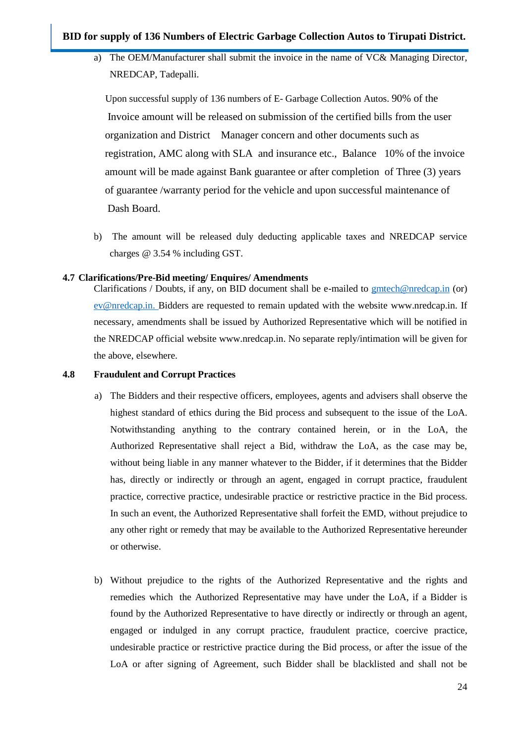a) The OEM/Manufacturer shall submit the invoice in the name of VC& Managing Director, NREDCAP, Tadepalli.

Upon successful supply of 136 numbers of E- Garbage Collection Autos. 90% of the Invoice amount will be released on submission of the certified bills from the user organization and District Manager concern and other documents such as registration, AMC along with SLA and insurance etc., Balance 10% of the invoice amount will be made against Bank guarantee or after completion of Three (3) years of guarantee /warranty period for the vehicle and upon successful maintenance of Dash Board.

b) The amount will be released duly deducting applicable taxes and NREDCAP service charges @ 3.54 % including GST.

**4.7 Clarifications/Pre-Bid meeting/ Enquires/ Amendments**

Clarifications / Doubts, if any, on BID document shall be e-mailed to gmtech@nredcap.in (or) ev@nredcap.in. Bidders are requested to remain updated with the website www.nredcap.in. If necessary, amendments shall be issued by Authorized Representative which will be notified in the NREDCAP official website www.nredcap.in. No separate reply/intimation will be given for the above, elsewhere.

**4.8 Fraudulent and Corrupt Practices**

a) The Bidders and their respective officers, employees, agents and advisers shall observe the highest standard of ethics during the Bid process and subsequent to the issue of the LoA. Notwithstanding anything to the contrary contained herein, or in the LoA, the Authorized Representative shall reject a Bid, withdraw the LoA, as the case may be, without being liable in any manner whatever to the Bidder, if it determines that the Bidder has, directly or indirectly or through an agent, engaged in corrupt practice, fraudulent practice, corrective practice, undesirable practice or restrictive practice in the Bid process. In such an event, the Authorized Representative shall forfeit the EMD, without prejudice to any other right or remedy that may be available to the Authorized Representative hereunder or otherwise.

b) Without prejudice to the rights of the Authorized Representative and the rights and remedies which the Authorized Representative may have under the LoA, if a Bidder is found by the Authorized Representative to have directly or indirectly or through an agent, engaged or indulged in any corrupt practice, fraudulent practice, coercive practice, undesirable practice or restrictive practice during the Bid process, or after the issue of the LoA or after signing of Agreement, such Bidder shall be blacklisted and shall not be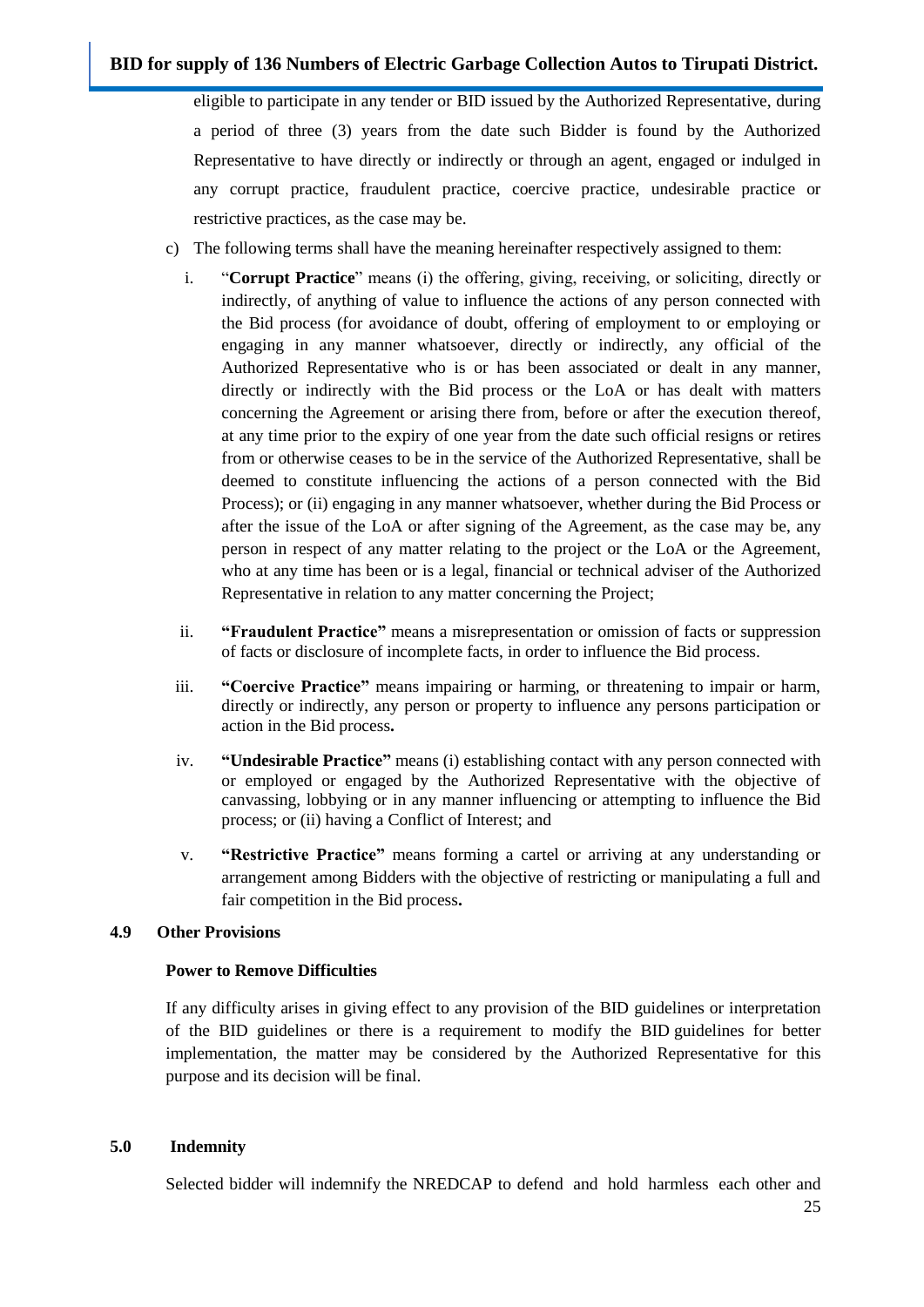eligible to participate in any tender or BID issued by the Authorized Representative, during a period of three (3) years from the date such Bidder is found by the Authorized Representative to have directly or indirectly or through an agent, engaged or indulged in any corrupt practice, fraudulent practice, coercive practice, undesirable practice or restrictive practices, as the case may be.

c) The following terms shall have the meaning hereinafter respectively assigned to them:

   i. "**Corrupt Practice**" means (i) the offering, giving, receiving, or soliciting, directly or indirectly, of anything of value to influence the actions of any person connected with the Bid process (for avoidance of doubt, offering of employment to or employing or engaging in any manner whatsoever, directly or indirectly, any official of the Authorized Representative who is or has been associated or dealt in any manner, directly or indirectly with the Bid process or the LoA or has dealt with matters concerning the Agreement or arising there from, before or after the execution thereof, at any time prior to the expiry of one year from the date such official resigns or retires from or otherwise ceases to be in the service of the Authorized Representative, shall be deemed to constitute influencing the actions of a person connected with the Bid Process); or (ii) engaging in any manner whatsoever, whether during the Bid Process or after the issue of the LoA or after signing of the Agreement, as the case may be, any person in respect of any matter relating to the project or the LoA or the Agreement, who at any time has been or is a legal, financial or technical adviser of the Authorized Representative in relation to any matter concerning the Project;

   ii. **"Fraudulent Practice"** means a misrepresentation or omission of facts or suppression of facts or disclosure of incomplete facts, in order to influence the Bid process.

   iii. **"Coercive Practice"** means impairing or harming, or threatening to impair or harm, directly or indirectly, any person or property to influence any persons participation or action in the Bid process**.**

   iv. **"Undesirable Practice"** means (i) establishing contact with any person connected with or employed or engaged by the Authorized Representative with the objective of canvassing, lobbying or in any manner influencing or attempting to influence the Bid process; or (ii) having a Conflict of Interest; and

   v. **"Restrictive Practice"** means forming a cartel or arriving at any understanding or arrangement among Bidders with the objective of restricting or manipulating a full and fair competition in the Bid process**.**

**4.9 Other Provisions**

**Power to Remove Difficulties**

If any difficulty arises in giving effect to any provision of the BID guidelines or interpretation of the BID guidelines or there is a requirement to modify the BID guidelines for better implementation, the matter may be considered by the Authorized Representative for this purpose and its decision will be final.

**5.0 Indemnity**

Selected bidder will indemnify the NREDCAP to defend and hold harmless each other and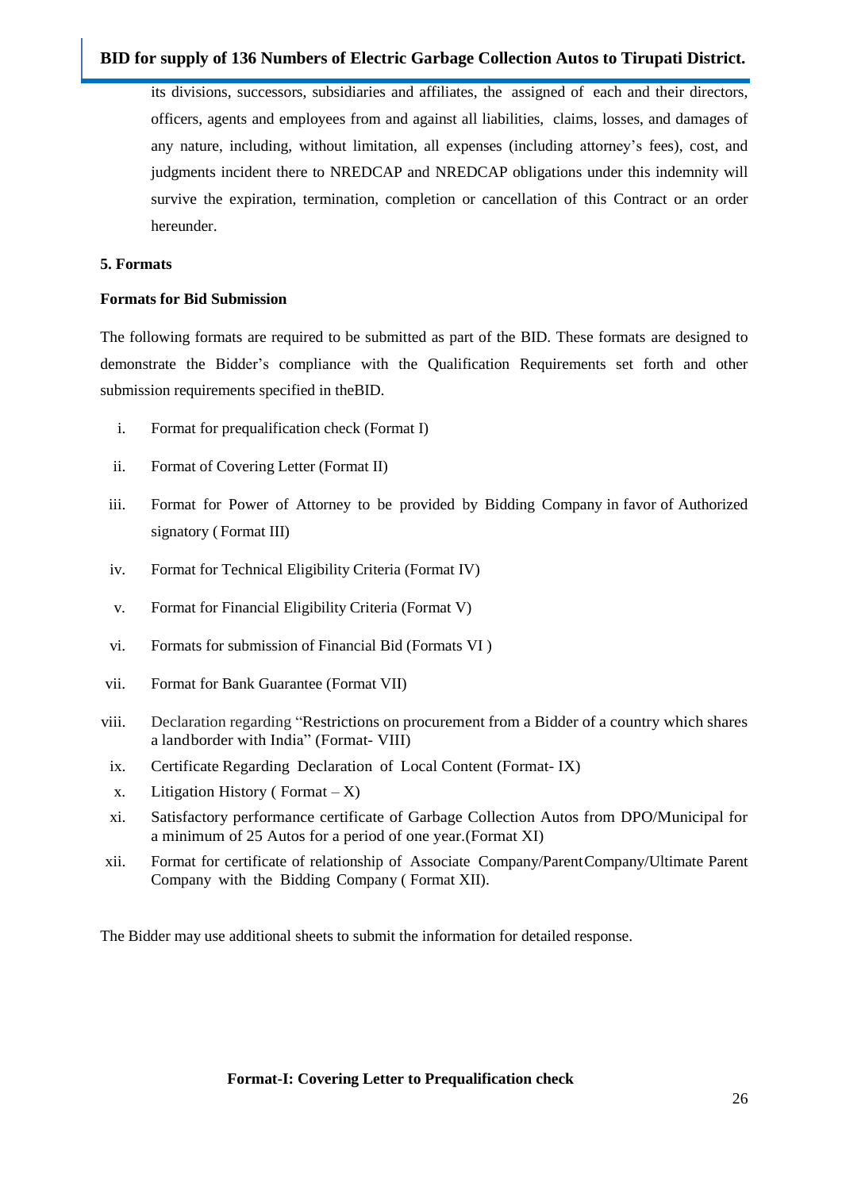its divisions, successors, subsidiaries and affiliates, the assigned of each and their directors, officers, agents and employees from and against all liabilities, claims, losses, and damages of any nature, including, without limitation, all expenses (including attorney's fees), cost, and judgments incident there to NREDCAP and NREDCAP obligations under this indemnity will survive the expiration, termination, completion or cancellation of this Contract or an order hereunder.

## 5. Formats

### Formats for Bid Submission

The following formats are required to be submitted as part of the BID. These formats are designed to demonstrate the Bidder's compliance with the Qualification Requirements set forth and other submission requirements specified in theBID.

i. Format for prequalification check (Format I)

ii. Format of Covering Letter (Format II)

iii. Format for Power of Attorney to be provided by Bidding Company in favor of Authorized signatory ( Format III)

iv. Format for Technical Eligibility Criteria (Format IV)

v. Format for Financial Eligibility Criteria (Format V)

vi. Formats for submission of Financial Bid (Formats VI )

vii. Format for Bank Guarantee (Format VII)

viii. Declaration regarding "Restrictions on procurement from a Bidder of a country which shares a landborder with India" (Format- VIII)

ix. Certificate Regarding Declaration of Local Content (Format- IX)

x. Litigation History ( Format – X)

xi. Satisfactory performance certificate of Garbage Collection Autos from DPO/Municipal for a minimum of 25 Autos for a period of one year.(Format XI)

xii. Format for certificate of relationship of Associate Company/ParentCompany/Ultimate Parent Company with the Bidding Company ( Format XII).

The Bidder may use additional sheets to submit the information for detailed response.

**Format-I: Covering Letter to Prequalification check**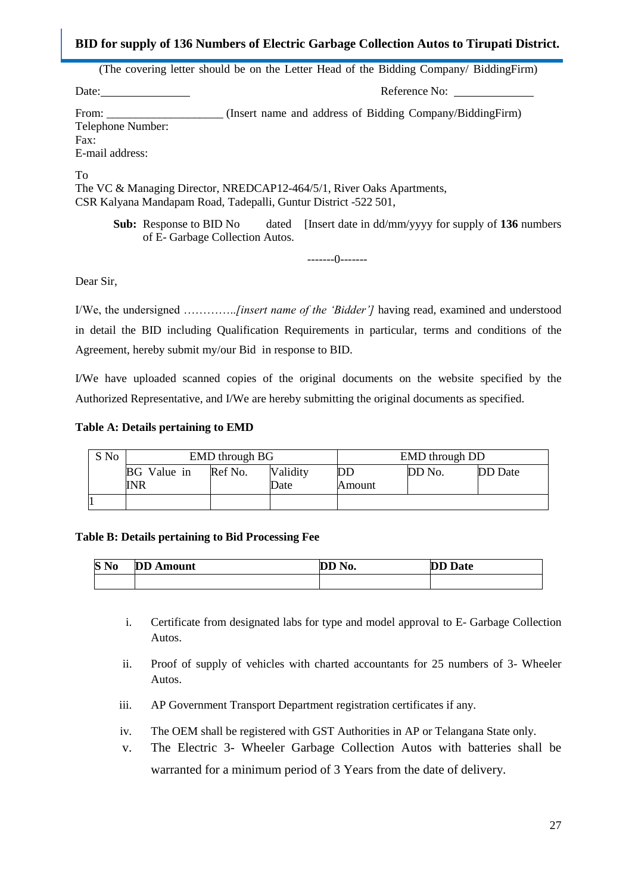**BID for supply of 136 Numbers of Electric Garbage Collection Autos to Tirupati District.**

(The covering letter should be on the Letter Head of the Bidding Company/ BiddingFirm)

Date:_______________ Reference No: _____________

From: ___________________ (Insert name and address of Bidding Company/BiddingFirm)
Telephone Number:
Fax:
E-mail address:

To
The VC & Managing Director, NREDCAP12-464/5/1, River Oaks Apartments,
CSR Kalyana Mandapam Road, Tadepalli, Guntur District -522 501,

**Sub:** Response to BID No dated [Insert date in dd/mm/yyyy for supply of **136** numbers of E- Garbage Collection Autos.

-------0-------

Dear Sir,

I/We, the undersigned …………..*[insert name of the 'Bidder']* having read, examined and understood in detail the BID including Qualification Requirements in particular, terms and conditions of the Agreement, hereby submit my/our Bid in response to BID.

I/We have uploaded scanned copies of the original documents on the website specified by the Authorized Representative, and I/We are hereby submitting the original documents as specified.

**Table A: Details pertaining to EMD**

| S No | EMD through BG | | | EMD through DD | | |
|---|---|---|---|---|---|---|
| | BG Value in INR | Ref No. | Validity Date | DD Amount | DD No. | DD Date |
| 1 | | | | | | |

**Table B: Details pertaining to Bid Processing Fee**

| S No | DD Amount | DD No. | DD Date |
|---|---|---|---|
| | | | |

i. Certificate from designated labs for type and model approval to E- Garbage Collection Autos.

ii. Proof of supply of vehicles with charted accountants for 25 numbers of 3- Wheeler Autos.

iii. AP Government Transport Department registration certificates if any.

iv. The OEM shall be registered with GST Authorities in AP or Telangana State only.

v. The Electric 3- Wheeler Garbage Collection Autos with batteries shall be warranted for a minimum period of 3 Years from the date of delivery.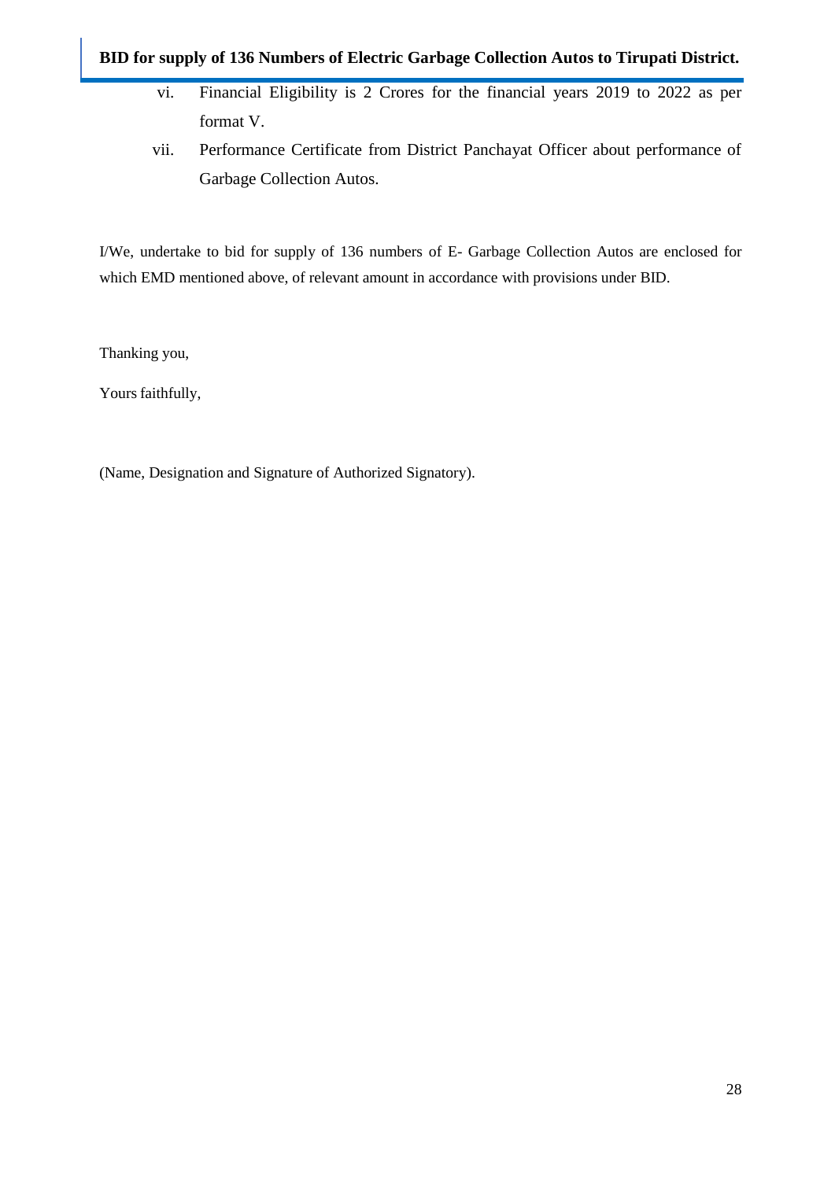vi. Financial Eligibility is 2 Crores for the financial years 2019 to 2022 as per format V.

vii. Performance Certificate from District Panchayat Officer about performance of Garbage Collection Autos.

I/We, undertake to bid for supply of 136 numbers of E- Garbage Collection Autos are enclosed for which EMD mentioned above, of relevant amount in accordance with provisions under BID.

Thanking you,

Yours faithfully,

(Name, Designation and Signature of Authorized Signatory).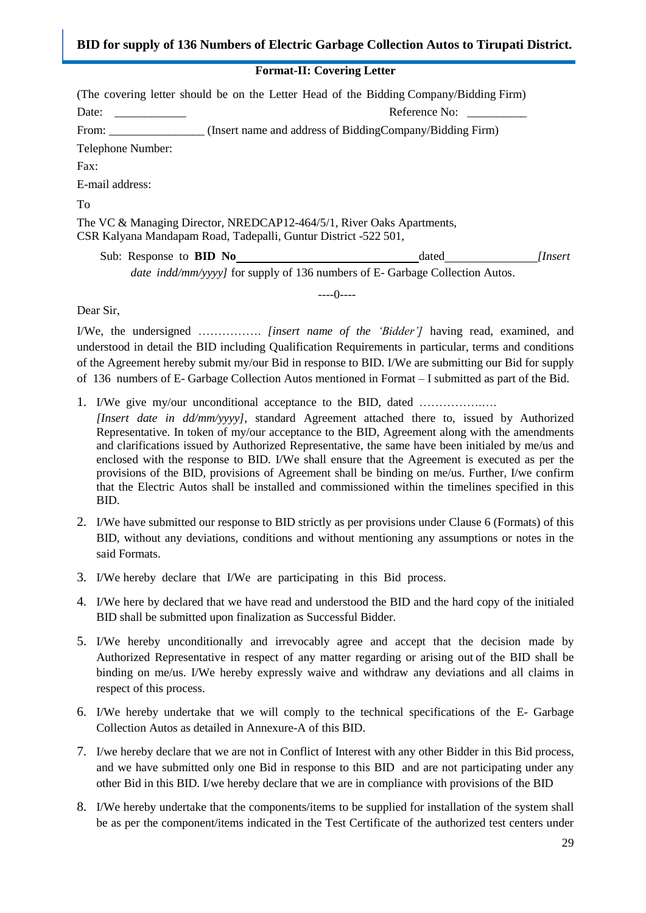**Format-II: Covering Letter**

(The covering letter should be on the Letter Head of the Bidding Company/Bidding Firm)

Date: ____________ Reference No: __________

From: ________________ (Insert name and address of BiddingCompany/Bidding Firm)

Telephone Number:

Fax:

E-mail address:

To

The VC & Managing Director, NREDCAP12-464/5/1, River Oaks Apartments,
CSR Kalyana Mandapam Road, Tadepalli, Guntur District -522 501,

Sub: Response to **BID No** ______________________________ dated ________________ *[Insert date indd/mm/yyyy]* for supply of 136 numbers of E- Garbage Collection Autos.

----0----

Dear Sir,

I/We, the undersigned ……………. *[insert name of the 'Bidder']* having read, examined, and understood in detail the BID including Qualification Requirements in particular, terms and conditions of the Agreement hereby submit my/our Bid in response to BID. I/We are submitting our Bid for supply of 136 numbers of E- Garbage Collection Autos mentioned in Format – I submitted as part of the Bid.

1. I/We give my/our unconditional acceptance to the BID, dated ………………..… *[Insert date in dd/mm/yyyy]*, standard Agreement attached there to, issued by Authorized Representative. In token of my/our acceptance to the BID, Agreement along with the amendments and clarifications issued by Authorized Representative, the same have been initialed by me/us and enclosed with the response to BID. I/We shall ensure that the Agreement is executed as per the provisions of the BID, provisions of Agreement shall be binding on me/us. Further, I/we confirm that the Electric Autos shall be installed and commissioned within the timelines specified in this BID.
2. I/We have submitted our response to BID strictly as per provisions under Clause 6 (Formats) of this BID, without any deviations, conditions and without mentioning any assumptions or notes in the said Formats.
3. I/We hereby declare that I/We are participating in this Bid process.
4. I/We here by declared that we have read and understood the BID and the hard copy of the initialed BID shall be submitted upon finalization as Successful Bidder.
5. I/We hereby unconditionally and irrevocably agree and accept that the decision made by Authorized Representative in respect of any matter regarding or arising out of the BID shall be binding on me/us. I/We hereby expressly waive and withdraw any deviations and all claims in respect of this process.
6. I/We hereby undertake that we will comply to the technical specifications of the E- Garbage Collection Autos as detailed in Annexure-A of this BID.
7. I/we hereby declare that we are not in Conflict of Interest with any other Bidder in this Bid process, and we have submitted only one Bid in response to this BID and are not participating under any other Bid in this BID. I/we hereby declare that we are in compliance with provisions of the BID
8. I/We hereby undertake that the components/items to be supplied for installation of the system shall be as per the component/items indicated in the Test Certificate of the authorized test centers under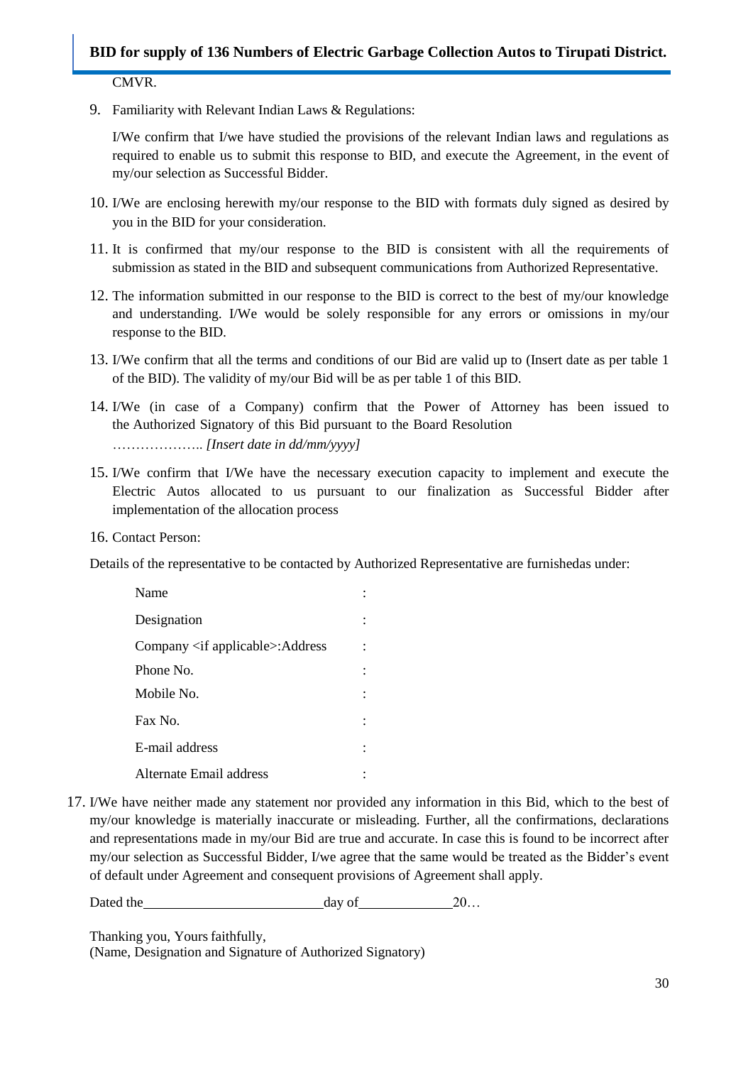CMVR.

9. Familiarity with Relevant Indian Laws & Regulations:

   I/We confirm that I/we have studied the provisions of the relevant Indian laws and regulations as required to enable us to submit this response to BID, and execute the Agreement, in the event of my/our selection as Successful Bidder.

10. I/We are enclosing herewith my/our response to the BID with formats duly signed as desired by you in the BID for your consideration.

11. It is confirmed that my/our response to the BID is consistent with all the requirements of submission as stated in the BID and subsequent communications from Authorized Representative.

12. The information submitted in our response to the BID is correct to the best of my/our knowledge and understanding. I/We would be solely responsible for any errors or omissions in my/our response to the BID.

13. I/We confirm that all the terms and conditions of our Bid are valid up to (Insert date as per table 1 of the BID). The validity of my/our Bid will be as per table 1 of this BID.

14. I/We (in case of a Company) confirm that the Power of Attorney has been issued to the Authorized Signatory of this Bid pursuant to the Board Resolution ……………….. *[Insert date in dd/mm/yyyy]*

15. I/We confirm that I/We have the necessary execution capacity to implement and execute the Electric Autos allocated to us pursuant to our finalization as Successful Bidder after implementation of the allocation process

16. Contact Person:

Details of the representative to be contacted by Authorized Representative are furnishedas under:

| | |
|---|---|
| Name | : |
| Designation | : |
| Company <if applicable>:Address | : |
| Phone No. | : |
| Mobile No. | : |
| Fax No. | : |
| E-mail address | : |
| Alternate Email address | : |

17. I/We have neither made any statement nor provided any information in this Bid, which to the best of my/our knowledge is materially inaccurate or misleading. Further, all the confirmations, declarations and representations made in my/our Bid are true and accurate. In case this is found to be incorrect after my/our selection as Successful Bidder, I/we agree that the same would be treated as the Bidder's event of default under Agreement and consequent provisions of Agreement shall apply.

Dated the\_\_\_\_\_\_\_\_\_\_\_\_\_\_\_\_\_\_\_\_\_\_\_\_\_day of\_\_\_\_\_\_\_\_\_\_\_\_\_20…

Thanking you, Yours faithfully,
(Name, Designation and Signature of Authorized Signatory)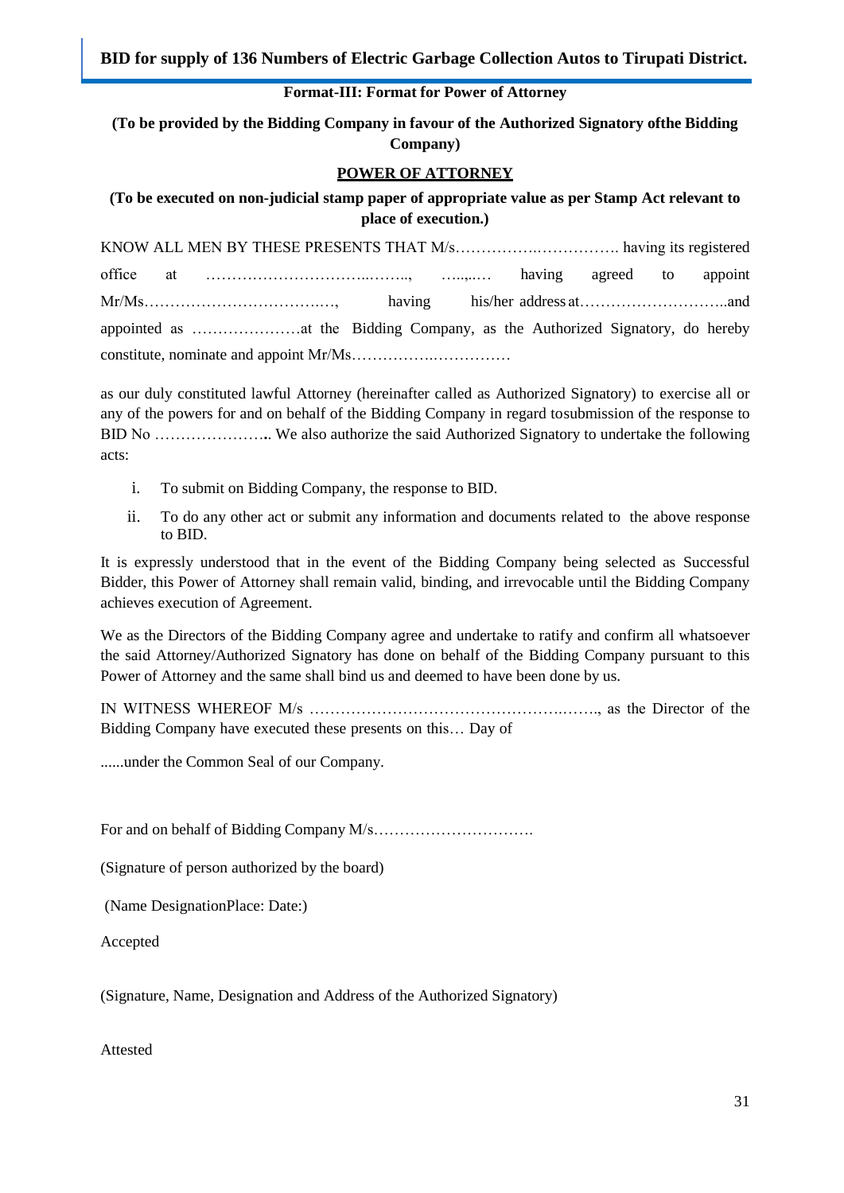**Format-III: Format for Power of Attorney**

**(To be provided by the Bidding Company in favour of the Authorized Signatory ofthe Bidding Company)**

**POWER OF ATTORNEY**

**(To be executed on non-judicial stamp paper of appropriate value as per Stamp Act relevant to place of execution.)**

KNOW ALL MEN BY THESE PRESENTS THAT M/s…………….……………. having its registered office at ……………………………..…….., …..,..… having agreed to appoint Mr/Ms……………………………….…, having his/her address at………………………..and appointed as …………………at the Bidding Company, as the Authorized Signatory, do hereby constitute, nominate and appoint Mr/Ms…………….……………

as our duly constituted lawful Attorney (hereinafter called as Authorized Signatory) to exercise all or any of the powers for and on behalf of the Bidding Company in regard tosubmission of the response to BID No …………………**..** We also authorize the said Authorized Signatory to undertake the following acts:

i. To submit on Bidding Company, the response to BID.

ii. To do any other act or submit any information and documents related to the above response to BID.

It is expressly understood that in the event of the Bidding Company being selected as Successful Bidder, this Power of Attorney shall remain valid, binding, and irrevocable until the Bidding Company achieves execution of Agreement.

We as the Directors of the Bidding Company agree and undertake to ratify and confirm all whatsoever the said Attorney/Authorized Signatory has done on behalf of the Bidding Company pursuant to this Power of Attorney and the same shall bind us and deemed to have been done by us.

IN WITNESS WHEREOF M/s …………………………………………….……., as the Director of the Bidding Company have executed these presents on this… Day of

......under the Common Seal of our Company.

For and on behalf of Bidding Company M/s………………………….

(Signature of person authorized by the board)

(Name DesignationPlace: Date:)

Accepted

(Signature, Name, Designation and Address of the Authorized Signatory)

Attested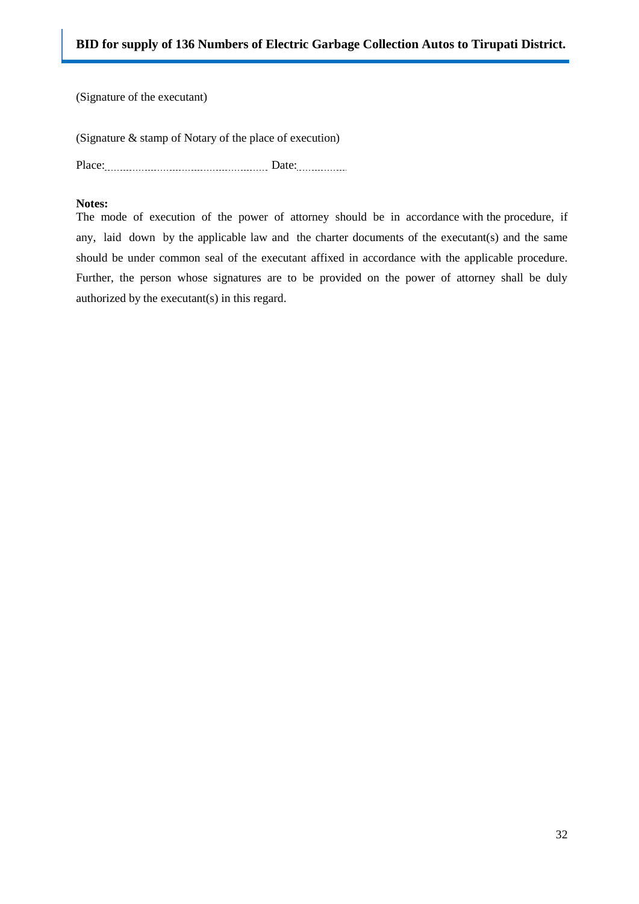(Signature of the executant)

(Signature & stamp of Notary of the place of execution)

Place:............................................ Date:.............

**Notes:**

The mode of execution of the power of attorney should be in accordance with the procedure, if any, laid down by the applicable law and the charter documents of the executant(s) and the same should be under common seal of the executant affixed in accordance with the applicable procedure. Further, the person whose signatures are to be provided on the power of attorney shall be duly authorized by the executant(s) in this regard.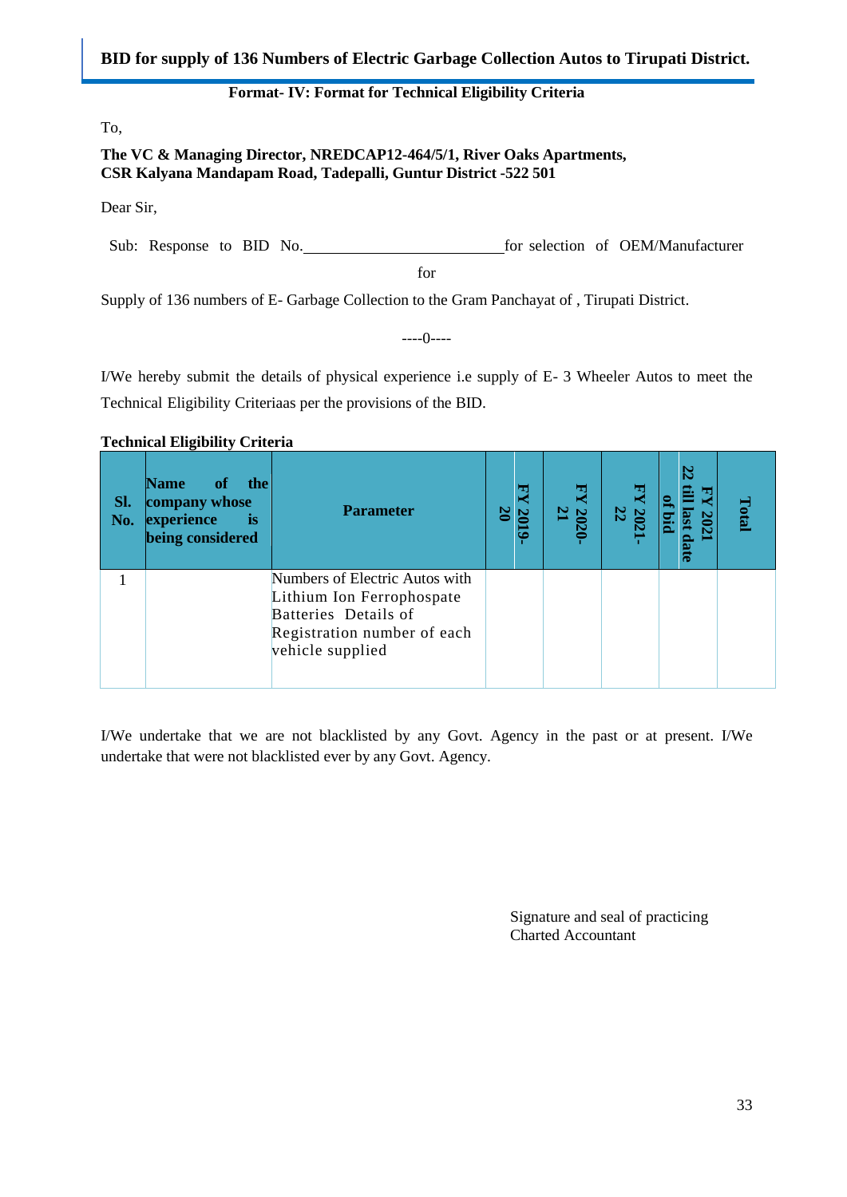## BID for supply of 136 Numbers of Electric Garbage Collection Autos to Tirupati District.

**Format- IV: Format for Technical Eligibility Criteria**

To,

**The VC & Managing Director, NREDCAP12-464/5/1, River Oaks Apartments,**
**CSR Kalyana Mandapam Road, Tadepalli, Guntur District -522 501**

Dear Sir,

Sub: Response to BID No.\_\_\_\_\_\_\_\_\_\_\_\_\_\_\_\_\_\_\_\_\_\_\_\_\_for selection of OEM/Manufacturer for

Supply of 136 numbers of E- Garbage Collection to the Gram Panchayat of , Tirupati District.

----0----

I/We hereby submit the details of physical experience i.e supply of E- 3 Wheeler Autos to meet the Technical Eligibility Criteriaas per the provisions of the BID.

**Technical Eligibility Criteria**

| Sl. No. | Name of the company whose experience is being considered | Parameter | FY 2019-20 | FY 2020-21 | FY 2021-22 | FY 2021 22 till last date of bid | Total |
|---|---|---|---|---|---|---|---|
| 1 | | Numbers of Electric Autos with Lithium Ion Ferrophospate Batteries Details of Registration number of each vehicle supplied | | | | | |

I/We undertake that we are not blacklisted by any Govt. Agency in the past or at present. I/We undertake that were not blacklisted ever by any Govt. Agency.

Signature and seal of practicing
Charted Accountant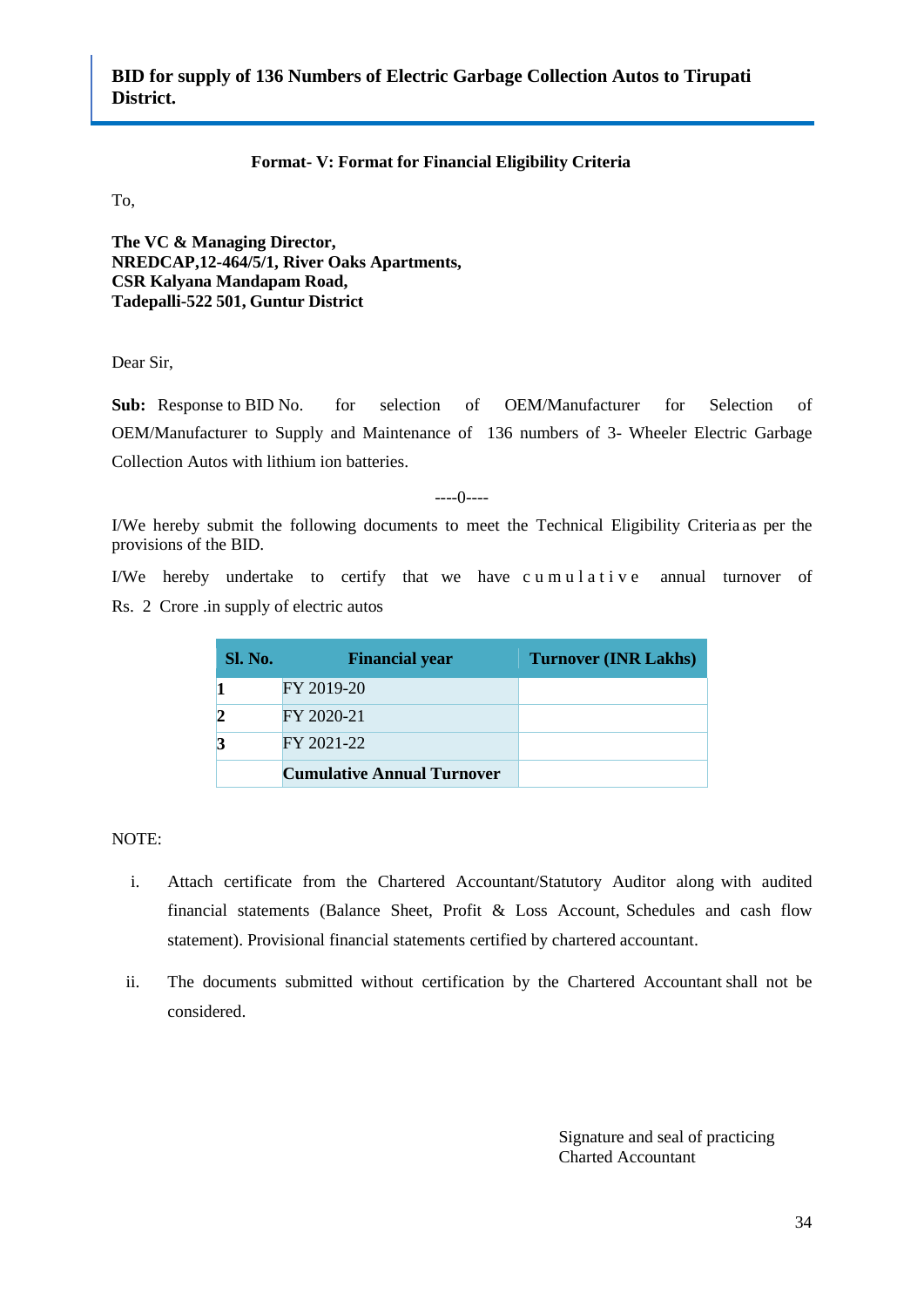**BID for supply of 136 Numbers of Electric Garbage Collection Autos to Tirupati District.**

**Format- V: Format for Financial Eligibility Criteria**

To,

**The VC & Managing Director,**
**NREDCAP,12-464/5/1, River Oaks Apartments,**
**CSR Kalyana Mandapam Road,**
**Tadepalli-522 501, Guntur District**

Dear Sir,

**Sub:** Response to BID No. for selection of OEM/Manufacturer for Selection of OEM/Manufacturer to Supply and Maintenance of 136 numbers of 3- Wheeler Electric Garbage Collection Autos with lithium ion batteries.

----0----

I/We hereby submit the following documents to meet the Technical Eligibility Criteria as per the provisions of the BID.

I/We hereby undertake to certify that we have cumulative annual turnover of Rs. 2 Crore .in supply of electric autos

| Sl. No. | Financial year | Turnover (INR Lakhs) |
|---|---|---|
| **1** | FY 2019-20 | |
| **2** | FY 2020-21 | |
| **3** | FY 2021-22 | |
| | **Cumulative Annual Turnover** | |

NOTE:

i. Attach certificate from the Chartered Accountant/Statutory Auditor along with audited financial statements (Balance Sheet, Profit & Loss Account, Schedules and cash flow statement). Provisional financial statements certified by chartered accountant.

ii. The documents submitted without certification by the Chartered Accountant shall not be considered.

Signature and seal of practicing
Charted Accountant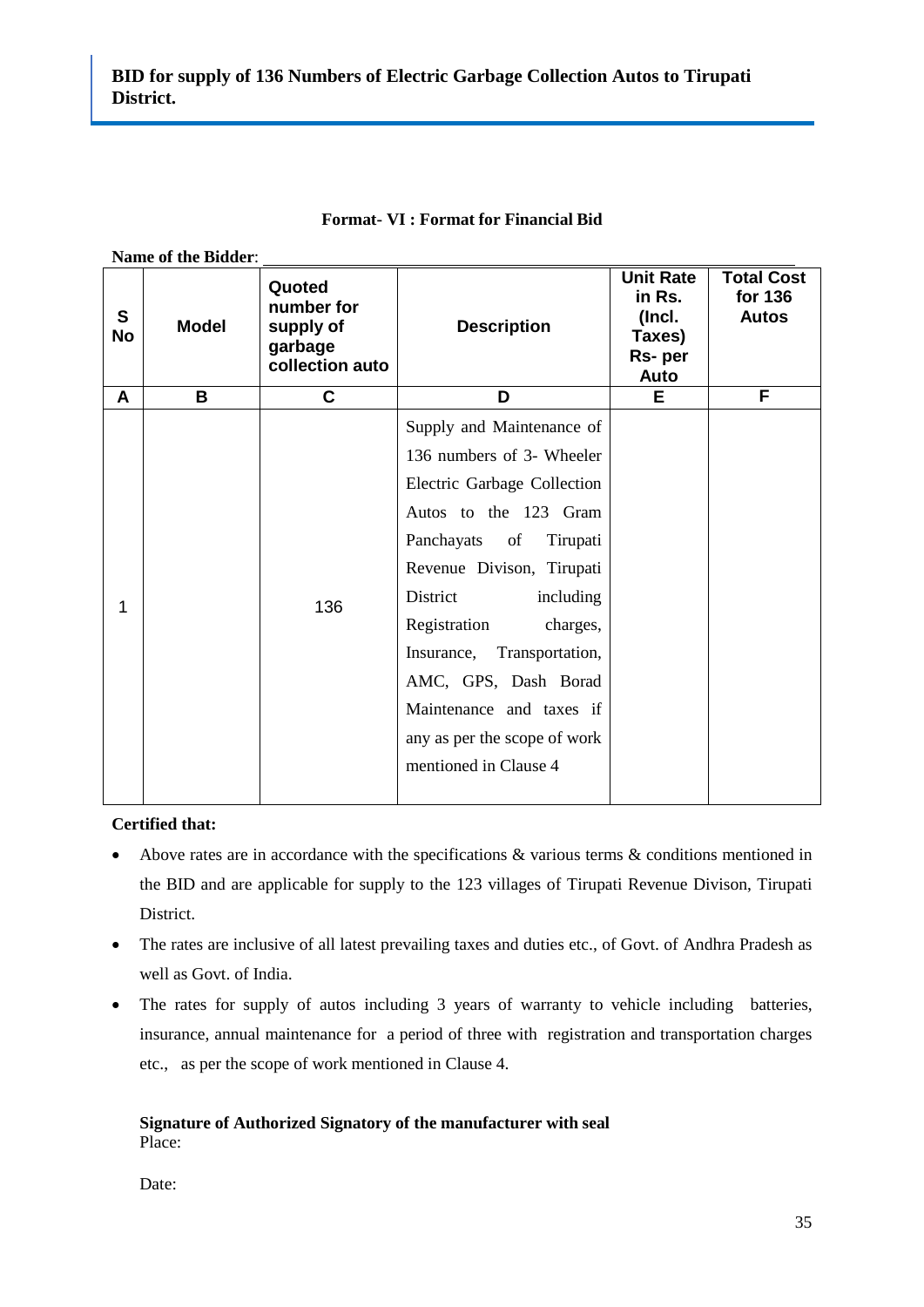**BID for supply of 136 Numbers of Electric Garbage Collection Autos to Tirupati District.**

**Format- VI : Format for Financial Bid**

**Name of the Bidder**: ______________________________

| S No | Model | Quoted number for supply of garbage collection auto | Description | Unit Rate in Rs. (Incl. Taxes) Rs- per Auto | Total Cost for 136 Autos |
|---|---|---|---|---|---|
| A | B | C | D | E | F |
| 1 | | 136 | Supply and Maintenance of 136 numbers of 3- Wheeler Electric Garbage Collection Autos to the 123 Gram Panchayats of Tirupati Revenue Divison, Tirupati District including Registration charges, Insurance, Transportation, AMC, GPS, Dash Borad Maintenance and taxes if any as per the scope of work mentioned in Clause 4 | | |

**Certified that:**

- Above rates are in accordance with the specifications & various terms & conditions mentioned in the BID and are applicable for supply to the 123 villages of Tirupati Revenue Divison, Tirupati District.
- The rates are inclusive of all latest prevailing taxes and duties etc., of Govt. of Andhra Pradesh as well as Govt. of India.
- The rates for supply of autos including 3 years of warranty to vehicle including batteries, insurance, annual maintenance for a period of three with registration and transportation charges etc., as per the scope of work mentioned in Clause 4.

**Signature of Authorized Signatory of the manufacturer with seal**
Place:

Date: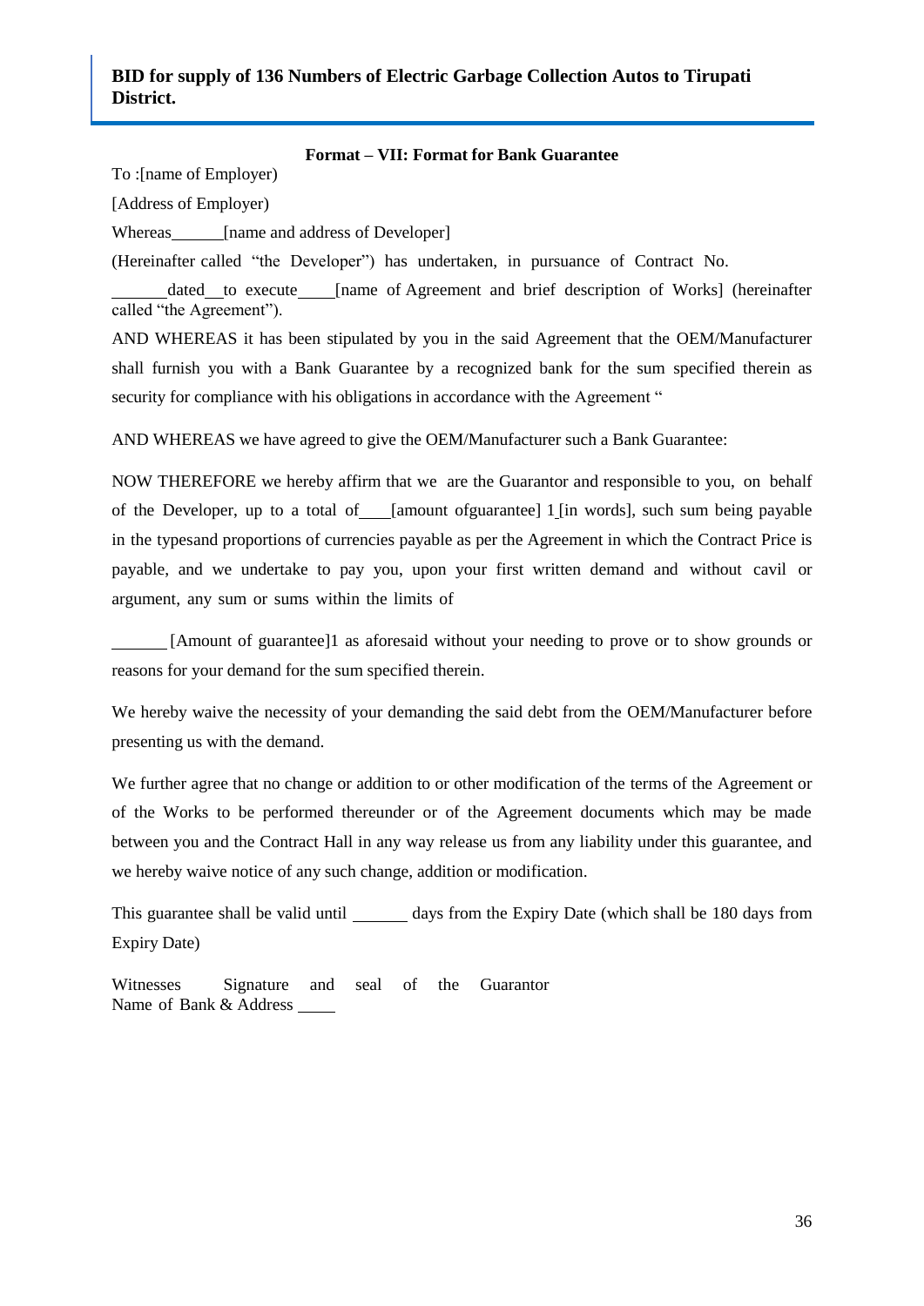**Format – VII: Format for Bank Guarantee**

To :[name of Employer)

[Address of Employer)

Whereas\_\_\_\_\_\_[name and address of Developer]

(Hereinafter called "the Developer") has undertaken, in pursuance of Contract No.

\_\_\_\_\_\_\_dated\_\_to execute\_\_\_\_[name of Agreement and brief description of Works] (hereinafter called "the Agreement").

AND WHEREAS it has been stipulated by you in the said Agreement that the OEM/Manufacturer shall furnish you with a Bank Guarantee by a recognized bank for the sum specified therein as security for compliance with his obligations in accordance with the Agreement "

AND WHEREAS we have agreed to give the OEM/Manufacturer such a Bank Guarantee:

NOW THEREFORE we hereby affirm that we are the Guarantor and responsible to you, on behalf of the Developer, up to a total of\_\_\_\_[amount ofguarantee] 1 [in words], such sum being payable in the typesand proportions of currencies payable as per the Agreement in which the Contract Price is payable, and we undertake to pay you, upon your first written demand and without cavil or argument, any sum or sums within the limits of

\_\_\_\_\_\_\_ [Amount of guarantee]1 as aforesaid without your needing to prove or to show grounds or reasons for your demand for the sum specified therein.

We hereby waive the necessity of your demanding the said debt from the OEM/Manufacturer before presenting us with the demand.

We further agree that no change or addition to or other modification of the terms of the Agreement or of the Works to be performed thereunder or of the Agreement documents which may be made between you and the Contract Hall in any way release us from any liability under this guarantee, and we hereby waive notice of any such change, addition or modification.

This guarantee shall be valid until \_\_\_\_\_\_\_ days from the Expiry Date (which shall be 180 days from Expiry Date)

Witnesses Signature and seal of the Guarantor

Name of Bank & Address \_\_\_\_\_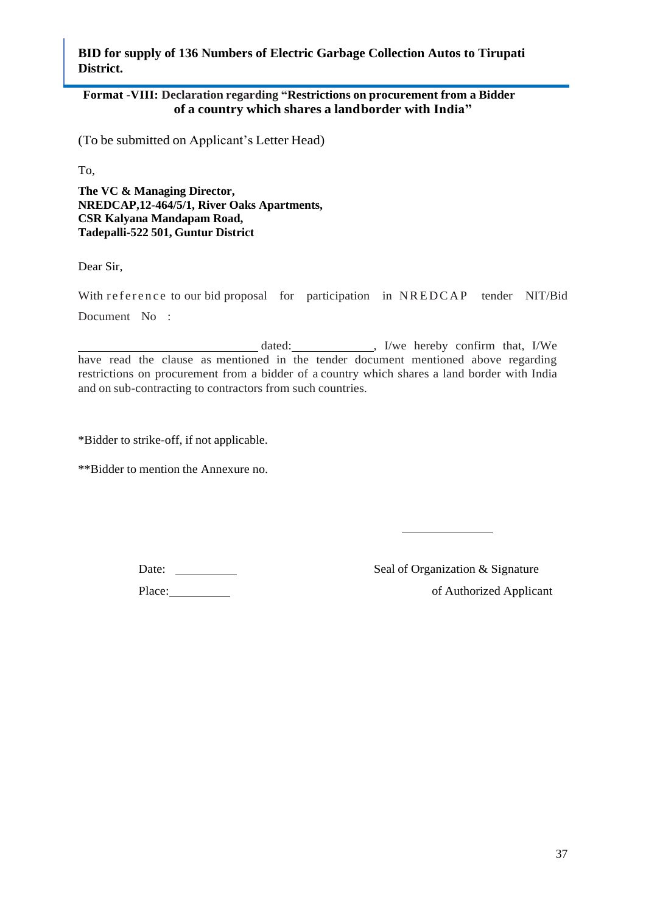**BID for supply of 136 Numbers of Electric Garbage Collection Autos to Tirupati District.**

**Format -VIII: Declaration regarding "Restrictions on procurement from a Bidder of a country which shares a landborder with India"**

(To be submitted on Applicant's Letter Head)

To,

**The VC & Managing Director,**
**NREDCAP,12-464/5/1, River Oaks Apartments,**
**CSR Kalyana Mandapam Road,**
**Tadepalli-522 501, Guntur District**

Dear Sir,

With reference to our bid proposal for participation in NREDCAP tender NIT/Bid Document No :

\_\_\_\_\_\_\_\_\_\_\_\_\_\_\_\_\_\_\_\_\_\_\_\_\_\_\_\_ dated:\_\_\_\_\_\_\_\_\_\_\_\_\_, I/we hereby confirm that, I/We have read the clause as mentioned in the tender document mentioned above regarding restrictions on procurement from a bidder of a country which shares a land border with India and on sub-contracting to contractors from such countries.

*Bidder to strike-off, if not applicable.

**Bidder to mention the Annexure no.

Date: \_\_\_\_\_\_\_\_\_\_

Place: \_\_\_\_\_\_\_\_\_\_

Seal of Organization & Signature of Authorized Applicant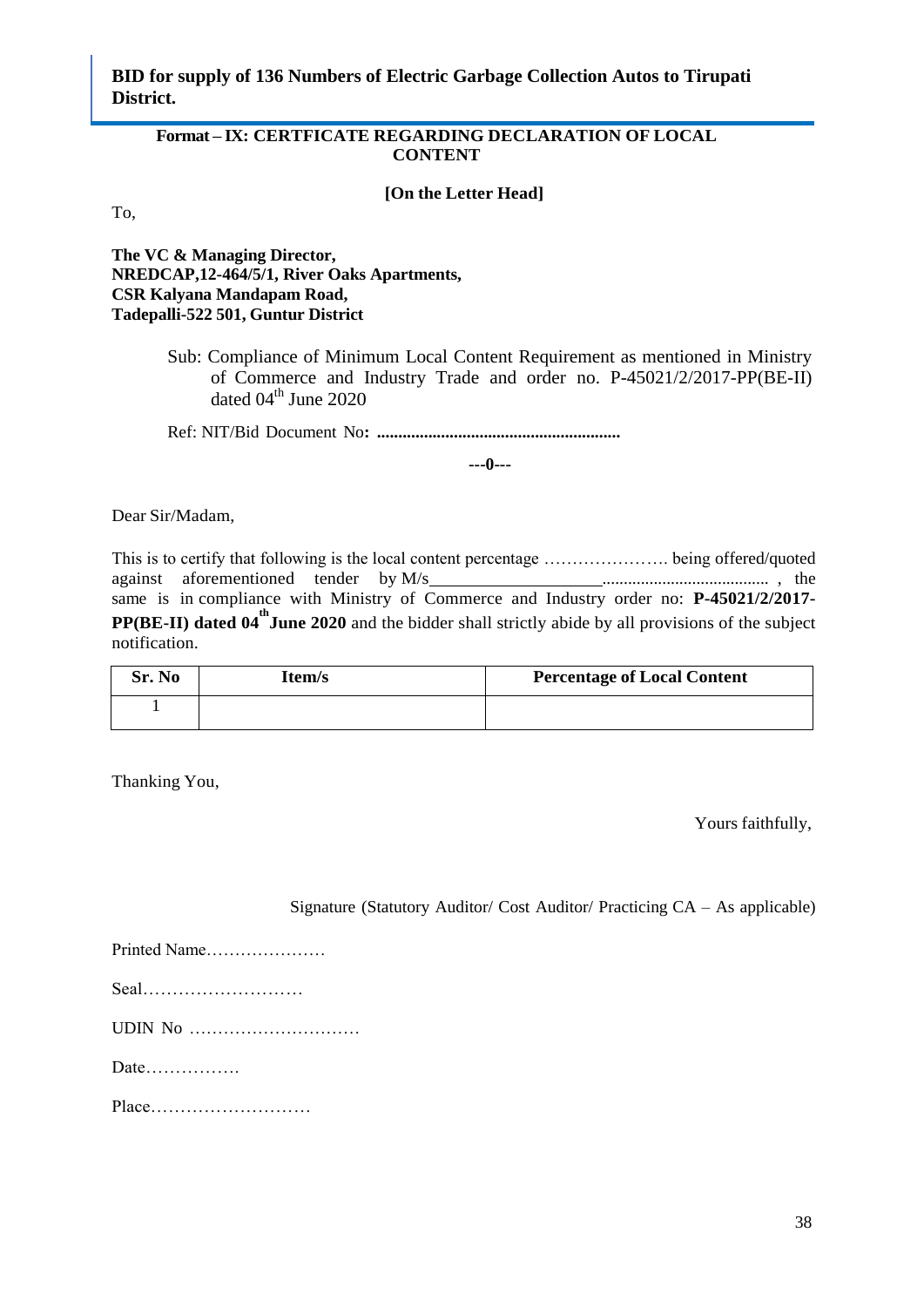**BID for supply of 136 Numbers of Electric Garbage Collection Autos to Tirupati District.**

**Format – IX: CERTFICATE REGARDING DECLARATION OF LOCAL CONTENT**

**[On the Letter Head]**

To,

**The VC & Managing Director,**
**NREDCAP,12-464/5/1, River Oaks Apartments,**
**CSR Kalyana Mandapam Road,**
**Tadepalli-522 501, Guntur District**

Sub: Compliance of Minimum Local Content Requirement as mentioned in Ministry of Commerce and Industry Trade and order no. P-45021/2/2017-PP(BE-II) dated 04th June 2020

Ref: NIT/Bid Document No**: .........................................................**

**---0---**

Dear Sir/Madam,

This is to certify that following is the local content percentage …………………. being offered/quoted against aforementioned tender by M/s____________________....................................... , the same is in compliance with Ministry of Commerce and Industry order no: **P-45021/2/2017-PP(BE-II) dated 04th June 2020** and the bidder shall strictly abide by all provisions of the subject notification.

| Sr. No | Item/s | Percentage of Local Content |
|---|---|---|
| 1 | | |

Thanking You,

Yours faithfully,

Signature (Statutory Auditor/ Cost Auditor/ Practicing CA – As applicable)

Printed Name…………………

Seal………………………

UDIN No …………………………

Date…………….

Place………………………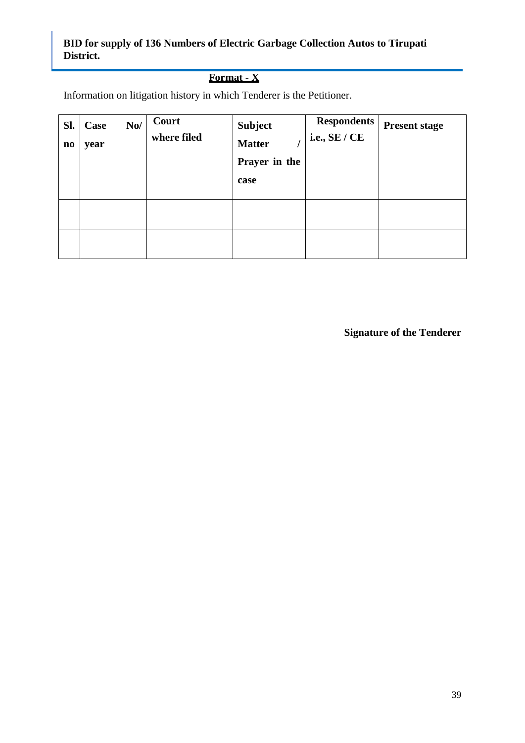**Format - X**

Information on litigation history in which Tenderer is the Petitioner.

| Sl. no | Case No/ year | Court where filed | Subject Matter / Prayer in the case | Respondents i.e., SE / CE | Present stage |
|---|---|---|---|---|---|
| | | | | | |
| | | | | | |

**Signature of the Tenderer**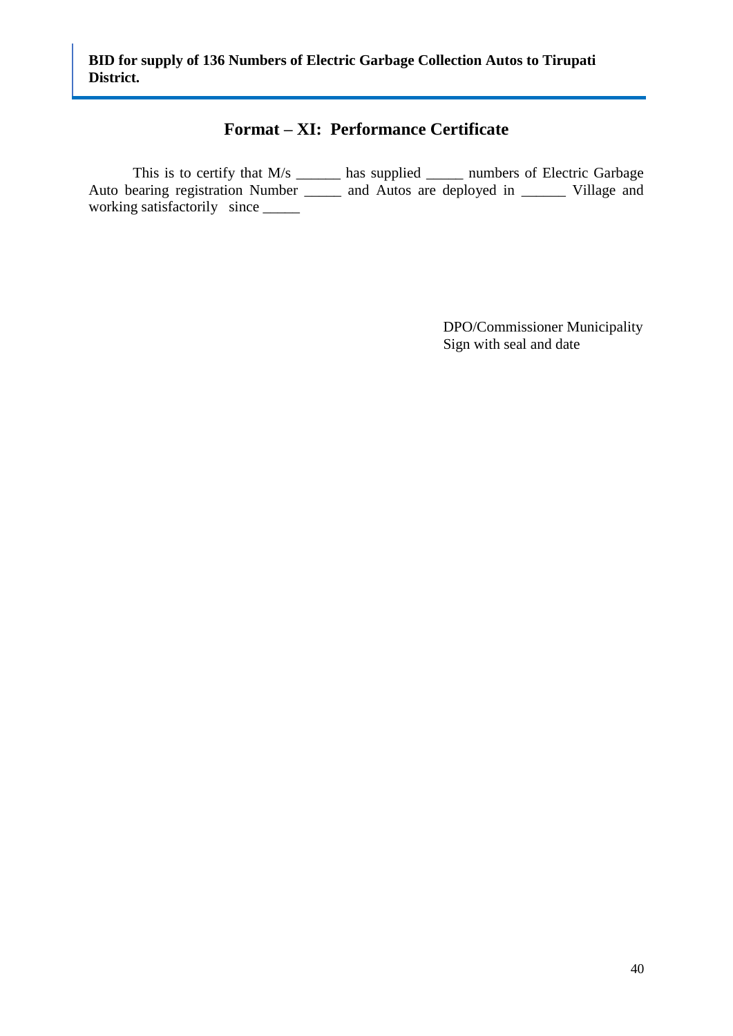## Format – XI: Performance Certificate

This is to certify that M/s ______ has supplied _____ numbers of Electric Garbage Auto bearing registration Number _____ and Autos are deployed in ______ Village and working satisfactorily since _____

DPO/Commissioner Municipality
Sign with seal and date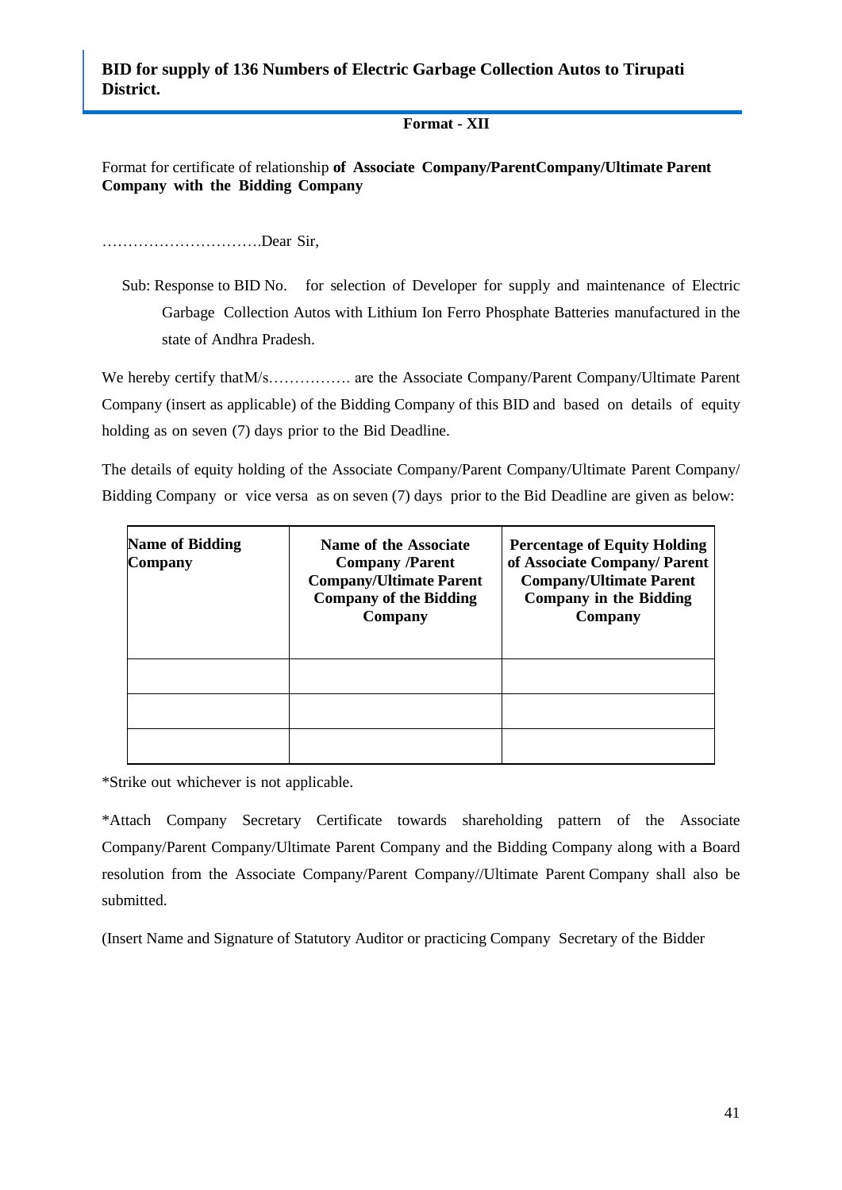**BID for supply of 136 Numbers of Electric Garbage Collection Autos to Tirupati District.**

**Format - XII**

Format for certificate of relationship **of Associate Company/ParentCompany/Ultimate Parent Company with the Bidding Company**

………………………….Dear Sir,

Sub: Response to BID No.    for selection of Developer for supply and maintenance of Electric Garbage Collection Autos with Lithium Ion Ferro Phosphate Batteries manufactured in the state of Andhra Pradesh.

We hereby certify thatM/s……………. are the Associate Company/Parent Company/Ultimate Parent Company (insert as applicable) of the Bidding Company of this BID and based on details of equity holding as on seven (7) days prior to the Bid Deadline.

The details of equity holding of the Associate Company/Parent Company/Ultimate Parent Company/ Bidding Company or vice versa as on seven (7) days prior to the Bid Deadline are given as below:

| Name of Bidding Company | Name of the Associate Company /Parent Company/Ultimate Parent Company of the Bidding Company | Percentage of Equity Holding of Associate Company/ Parent Company/Ultimate Parent Company in the Bidding Company |
|---|---|---|
| | | |
| | | |
| | | |

*Strike out whichever is not applicable.

*Attach Company Secretary Certificate towards shareholding pattern of the Associate Company/Parent Company/Ultimate Parent Company and the Bidding Company along with a Board resolution from the Associate Company/Parent Company//Ultimate Parent Company shall also be submitted.

(Insert Name and Signature of Statutory Auditor or practicing Company Secretary of the Bidder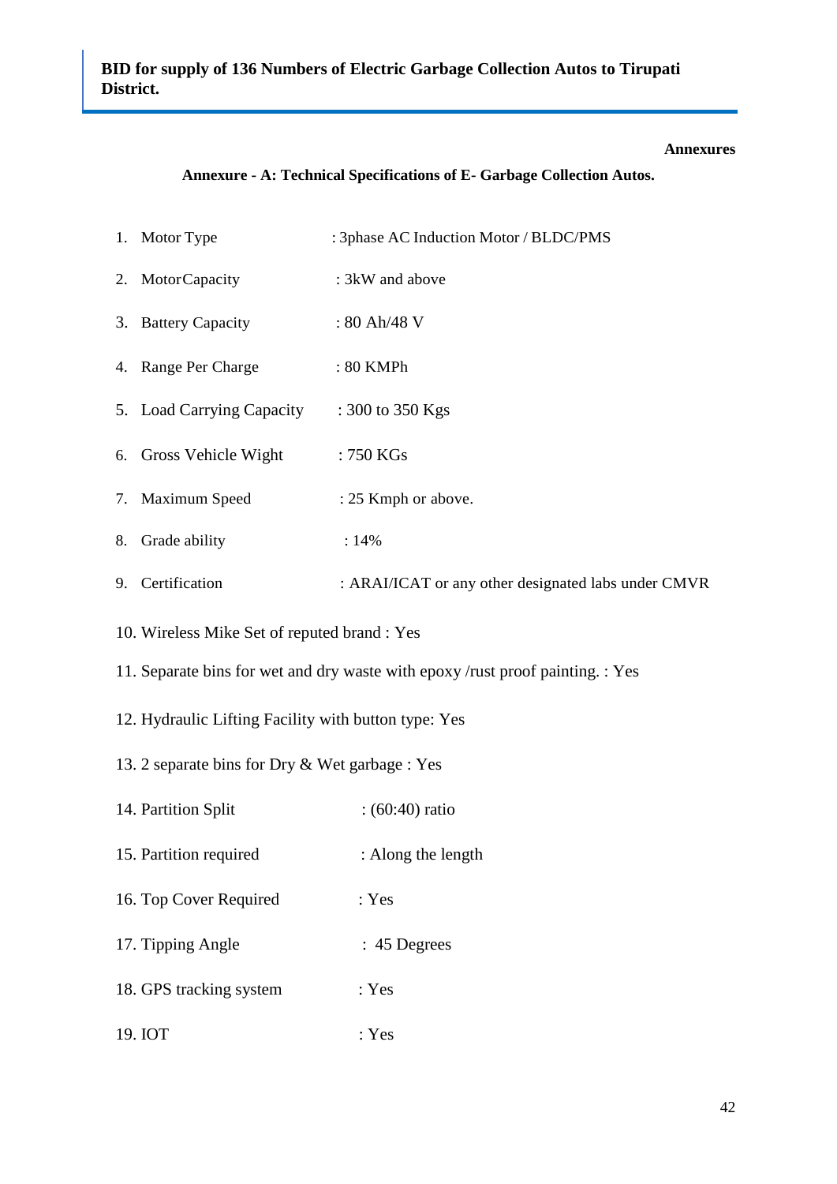**Annexures**

**Annexure - A: Technical Specifications of E- Garbage Collection Autos.**

1. Motor Type : 3phase AC Induction Motor / BLDC/PMS
2. MotorCapacity : 3kW and above
3. Battery Capacity : 80 Ah/48 V
4. Range Per Charge : 80 KMPh
5. Load Carrying Capacity : 300 to 350 Kgs
6. Gross Vehicle Wight : 750 KGs
7. Maximum Speed : 25 Kmph or above.
8. Grade ability : 14%
9. Certification : ARAI/ICAT or any other designated labs under CMVR
10. Wireless Mike Set of reputed brand : Yes
11. Separate bins for wet and dry waste with epoxy /rust proof painting. : Yes
12. Hydraulic Lifting Facility with button type: Yes
13. 2 separate bins for Dry & Wet garbage : Yes
14. Partition Split : (60:40) ratio
15. Partition required : Along the length
16. Top Cover Required : Yes
17. Tipping Angle : 45 Degrees
18. GPS tracking system : Yes
19. IOT : Yes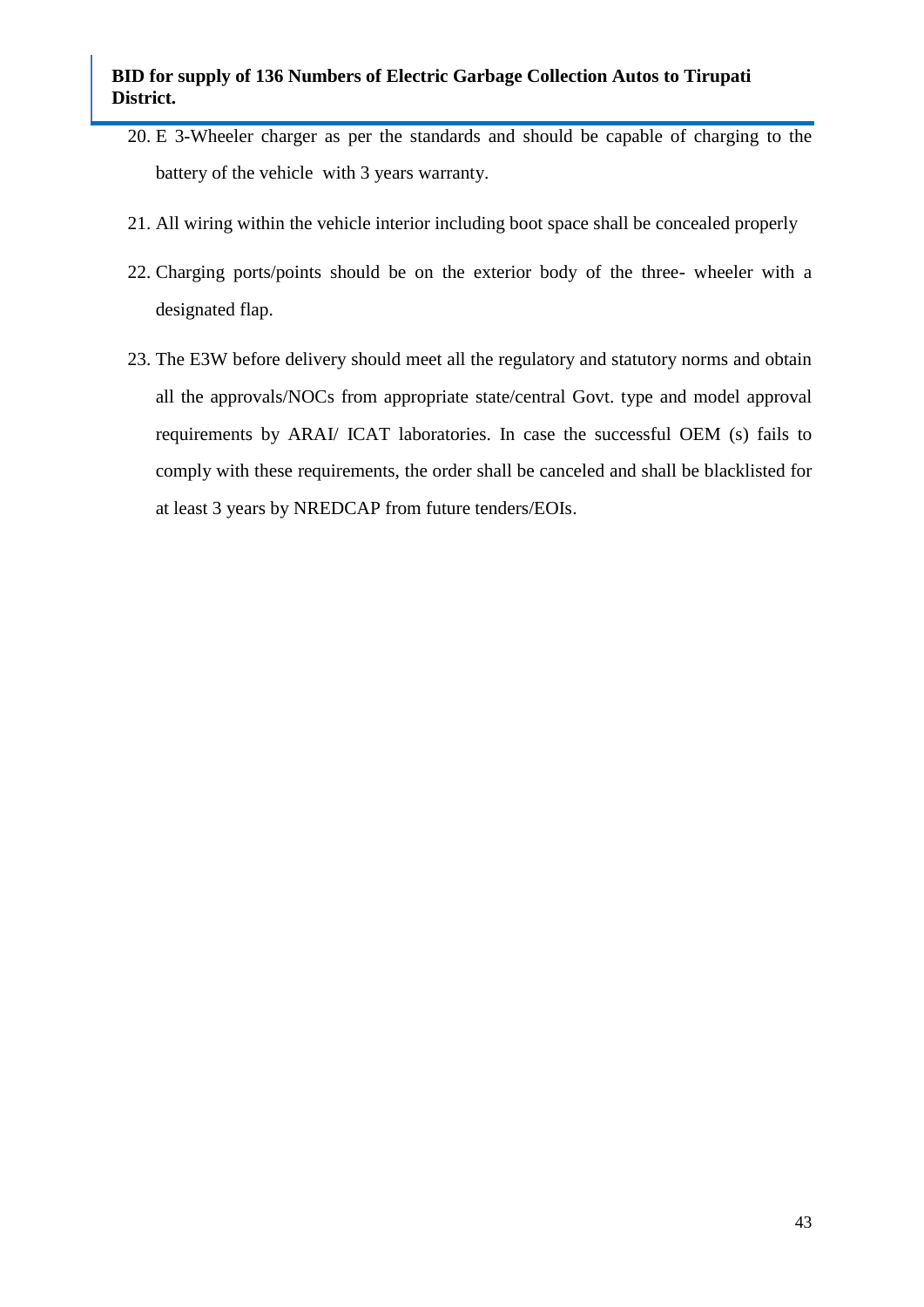20. E 3-Wheeler charger as per the standards and should be capable of charging to the battery of the vehicle with 3 years warranty.

21. All wiring within the vehicle interior including boot space shall be concealed properly

22. Charging ports/points should be on the exterior body of the three- wheeler with a designated flap.

23. The E3W before delivery should meet all the regulatory and statutory norms and obtain all the approvals/NOCs from appropriate state/central Govt. type and model approval requirements by ARAI/ ICAT laboratories. In case the successful OEM (s) fails to comply with these requirements, the order shall be canceled and shall be blacklisted for at least 3 years by NREDCAP from future tenders/EOIs.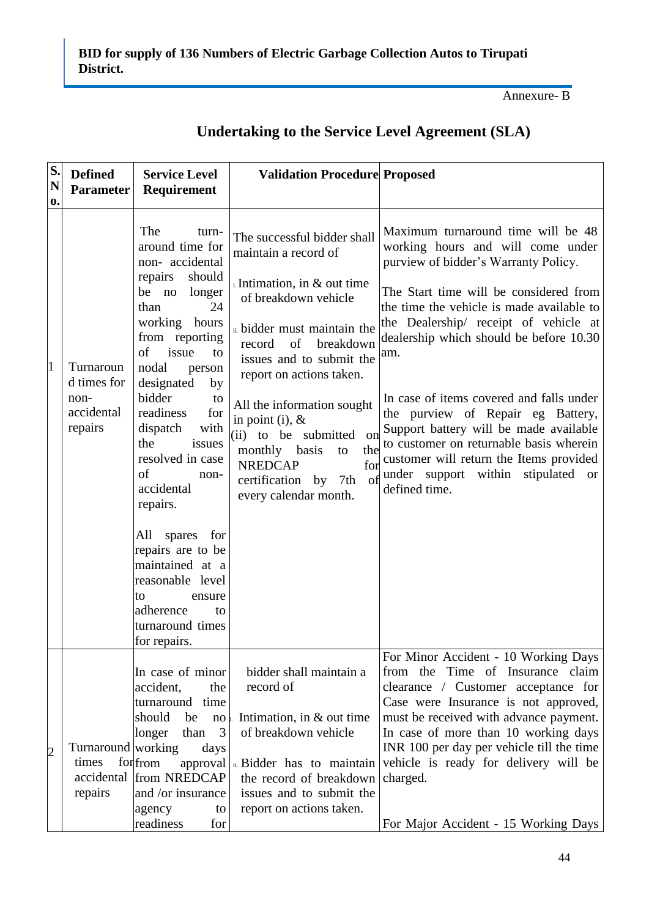Annexure- B

## Undertaking to the Service Level Agreement (SLA)

| S. No. | Defined Parameter | Service Level Requirement | Validation Procedure | Proposed |
|---|---|---|---|---|
| 1 | Turnaround times for non-accidental repairs | The turn-around time for non- accidental repairs should be no longer than 24 working hours from reporting of issue to nodal person designated by bidder to readiness for dispatch with the issues resolved in case of non-accidental repairs.<br><br>All spares for repairs are to be maintained at a reasonable level to ensure adherence to turnaround times for repairs. | The successful bidder shall maintain a record of<br><br>i. Intimation, in & out time of breakdown vehicle<br><br>ii. bidder must maintain the record of breakdown issues and to submit the report on actions taken.<br><br>All the information sought in point (i), & (ii) to be submitted on monthly basis to the NREDCAP for certification by 7th of every calendar month. | Maximum turnaround time will be 48 working hours and will come under purview of bidder's Warranty Policy.<br><br>The Start time will be considered from the time the vehicle is made available to the Dealership/ receipt of vehicle at dealership which should be before 10.30 am.<br><br>In case of items covered and falls under the purview of Repair eg Battery, Support battery will be made available to customer on returnable basis wherein customer will return the Items provided under support within stipulated or defined time. |
| 2 | Turnaround times for accidental repairs | In case of minor accident, the turnaround time should be no longer than 3 working days from approval from NREDCAP and /or insurance agency to readiness for | bidder shall maintain a record of<br><br>i. Intimation, in & out time of breakdown vehicle<br><br>ii. Bidder has to maintain the record of breakdown issues and to submit the report on actions taken. | For Minor Accident - 10 Working Days from the Time of Insurance claim clearance / Customer acceptance for Case were Insurance is not approved, must be received with advance payment. In case of more than 10 working days INR 100 per day per vehicle till the time vehicle is ready for delivery will be charged.<br><br>For Major Accident - 15 Working Days |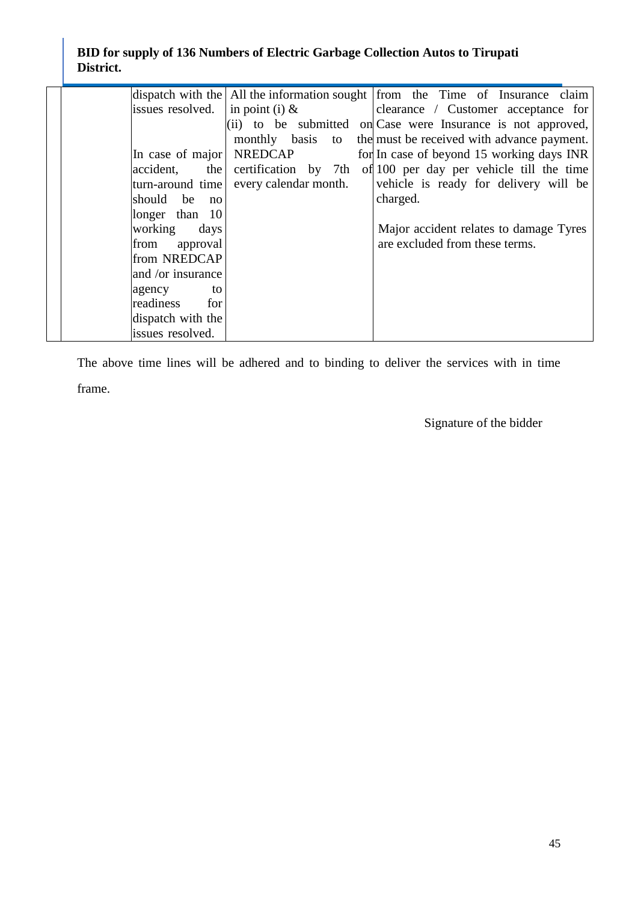| | | | |
|---|---|---|---|
| | dispatch with the issues resolved.<br><br>In case of major accident, the turn-around time should be no longer than 10 working days from approval from NREDCAP and /or insurance agency to readiness for dispatch with the issues resolved. | All the information sought in point (i) & (ii) to be submitted on monthly basis to the NREDCAP for certification by 7th of every calendar month. | from the Time of Insurance claim clearance / Customer acceptance for Case were Insurance is not approved, must be received with advance payment. In case of beyond 15 working days INR 100 per day per vehicle till the time vehicle is ready for delivery will be charged.<br><br>Major accident relates to damage Tyres are excluded from these terms. |

The above time lines will be adhered and to binding to deliver the services with in time frame.

Signature of the bidder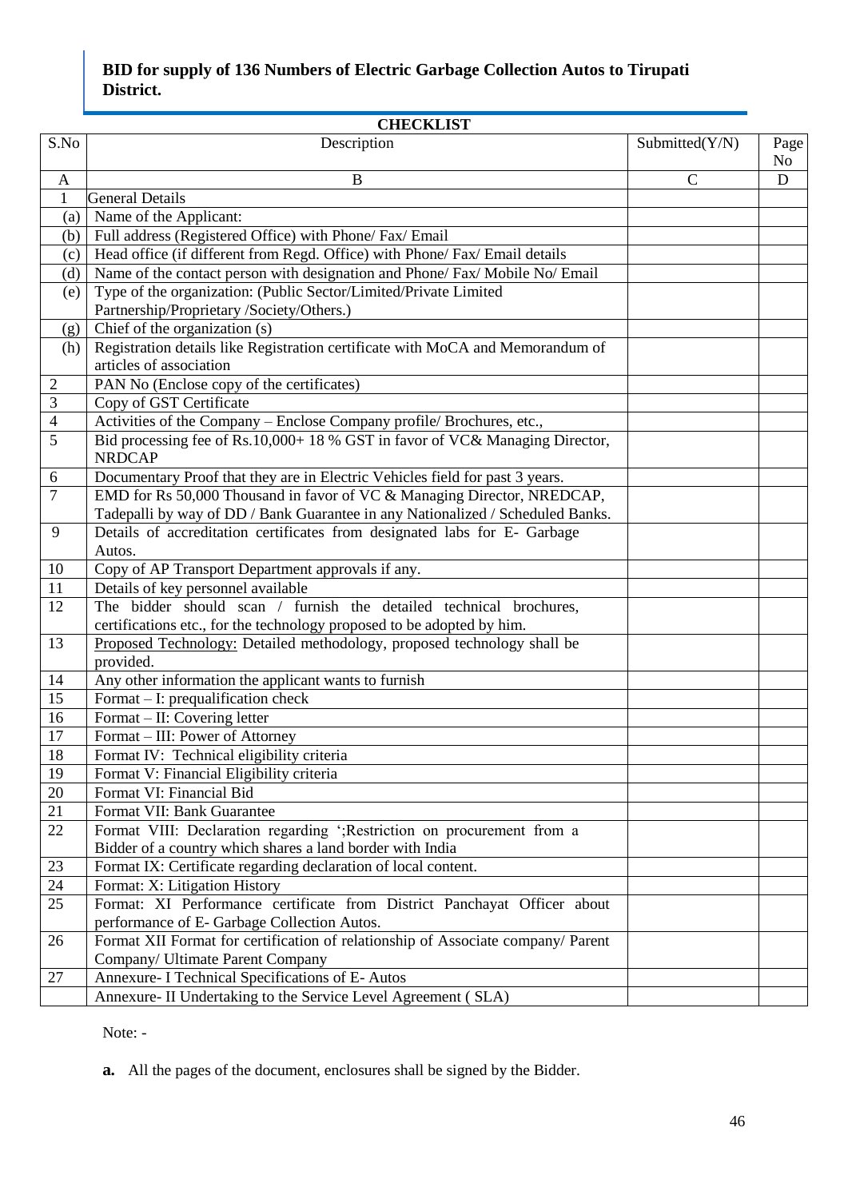**BID for supply of 136 Numbers of Electric Garbage Collection Autos to Tirupati District.**

**CHECKLIST**

| S.No | Description | Submitted(Y/N) | Page No |
|---|---|---|---|
| A | B | C | D |
| 1 | General Details | | |
| (a) | Name of the Applicant: | | |
| (b) | Full address (Registered Office) with Phone/ Fax/ Email | | |
| (c) | Head office (if different from Regd. Office) with Phone/ Fax/ Email details | | |
| (d) | Name of the contact person with designation and Phone/ Fax/ Mobile No/ Email | | |
| (e) | Type of the organization: (Public Sector/Limited/Private Limited Partnership/Proprietary /Society/Others.) | | |
| (g) | Chief of the organization (s) | | |
| (h) | Registration details like Registration certificate with MoCA and Memorandum of articles of association | | |
| 2 | PAN No (Enclose copy of the certificates) | | |
| 3 | Copy of GST Certificate | | |
| 4 | Activities of the Company – Enclose Company profile/ Brochures, etc., | | |
| 5 | Bid processing fee of Rs.10,000+ 18 % GST in favor of VC& Managing Director, NRDCAP | | |
| 6 | Documentary Proof that they are in Electric Vehicles field for past 3 years. | | |
| 7 | EMD for Rs 50,000 Thousand in favor of VC & Managing Director, NREDCAP, Tadepalli by way of DD / Bank Guarantee in any Nationalized / Scheduled Banks. | | |
| 9 | Details of accreditation certificates from designated labs for E- Garbage Autos. | | |
| 10 | Copy of AP Transport Department approvals if any. | | |
| 11 | Details of key personnel available | | |
| 12 | The bidder should scan / furnish the detailed technical brochures, certifications etc., for the technology proposed to be adopted by him. | | |
| 13 | Proposed Technology: Detailed methodology, proposed technology shall be provided. | | |
| 14 | Any other information the applicant wants to furnish | | |
| 15 | Format – I: prequalification check | | |
| 16 | Format – II: Covering letter | | |
| 17 | Format – III: Power of Attorney | | |
| 18 | Format IV: Technical eligibility criteria | | |
| 19 | Format V: Financial Eligibility criteria | | |
| 20 | Format VI: Financial Bid | | |
| 21 | Format VII: Bank Guarantee | | |
| 22 | Format VIII: Declaration regarding ';Restriction on procurement from a Bidder of a country which shares a land border with India | | |
| 23 | Format IX: Certificate regarding declaration of local content. | | |
| 24 | Format: X: Litigation History | | |
| 25 | Format: XI Performance certificate from District Panchayat Officer about performance of E- Garbage Collection Autos. | | |
| 26 | Format XII Format for certification of relationship of Associate company/ Parent Company/ Ultimate Parent Company | | |
| 27 | Annexure- I Technical Specifications of E- Autos | | |
| | Annexure- II Undertaking to the Service Level Agreement ( SLA) | | |

Note: -

**a.** All the pages of the document, enclosures shall be signed by the Bidder.